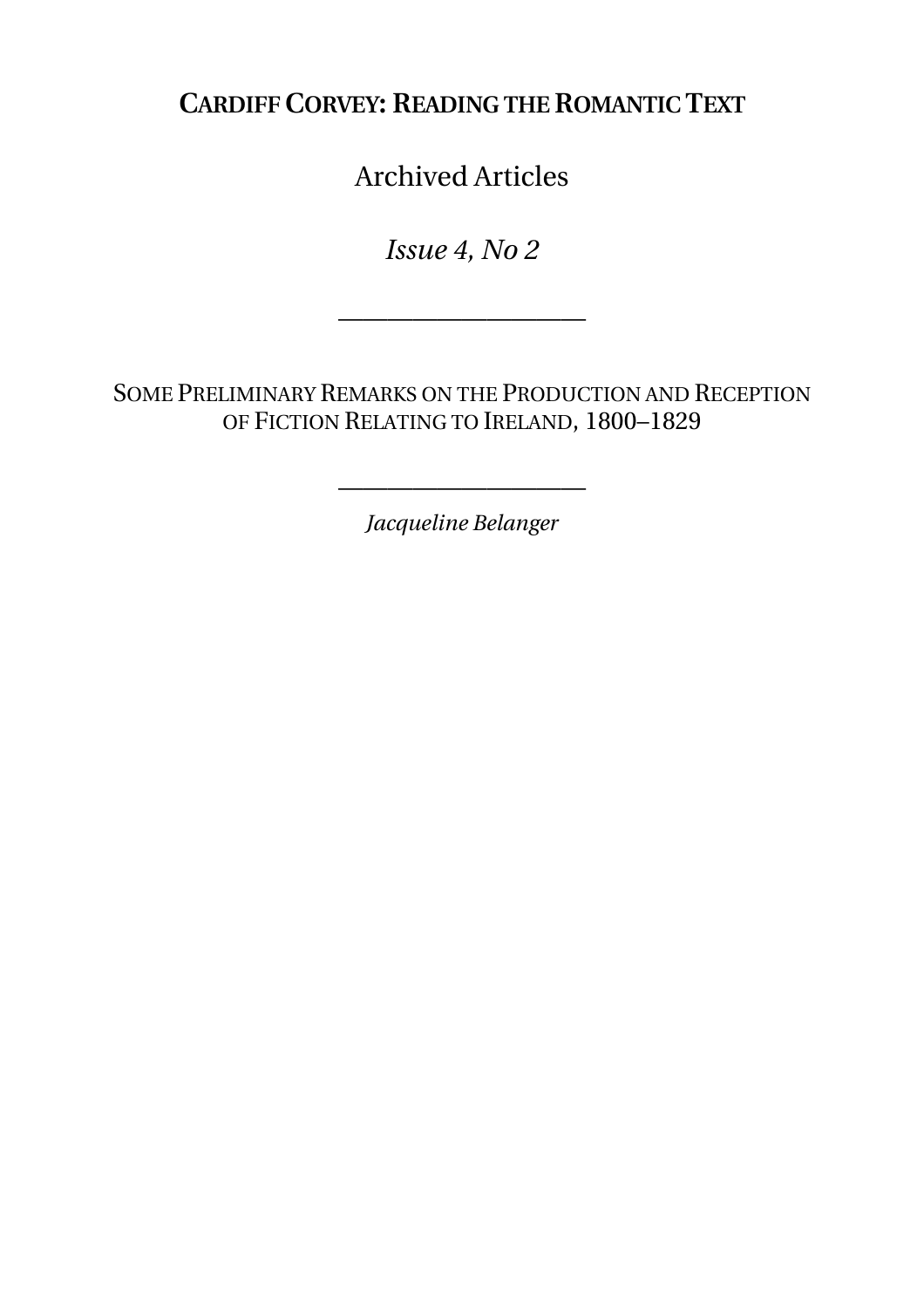**CARDIFF CORVEY: READING THE ROMANTIC TEXT**

Archived Articles

*Issue 4, No 2*

---

# SOME PRELIMINARY REMARKS ON THE PRODUCTION AND RECEPTION OF FICTION RELATING TO IRELAND, 1800–1829

---

*Jacqueline Belanger*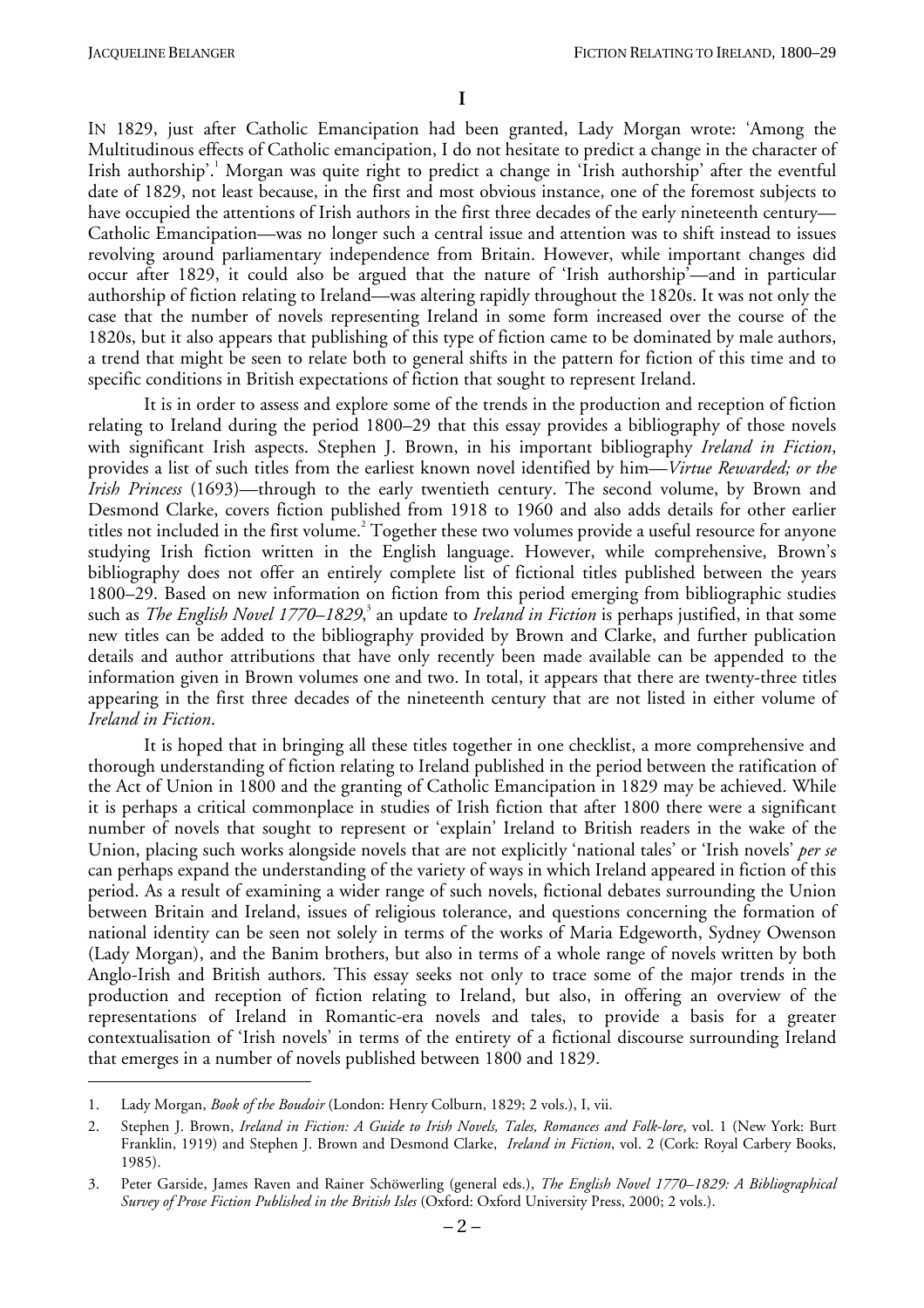# I

IN 1829, just after Catholic Emancipation had been granted, Lady Morgan wrote: 'Among the Multitudinous effects of Catholic emancipation, I do not hesitate to predict a change in the character of Irish authorship'.[1] Morgan was quite right to predict a change in 'Irish authorship' after the eventful date of 1829, not least because, in the first and most obvious instance, one of the foremost subjects to have occupied the attentions of Irish authors in the first three decades of the early nineteenth century—Catholic Emancipation—was no longer such a central issue and attention was to shift instead to issues revolving around parliamentary independence from Britain. However, while important changes did occur after 1829, it could also be argued that the nature of 'Irish authorship'—and in particular authorship of fiction relating to Ireland—was altering rapidly throughout the 1820s. It was not only the case that the number of novels representing Ireland in some form increased over the course of the 1820s, but it also appears that publishing of this type of fiction came to be dominated by male authors, a trend that might be seen to relate both to general shifts in the pattern for fiction of this time and to specific conditions in British expectations of fiction that sought to represent Ireland.

It is in order to assess and explore some of the trends in the production and reception of fiction relating to Ireland during the period 1800–29 that this essay provides a bibliography of those novels with significant Irish aspects. Stephen J. Brown, in his important bibliography *Ireland in Fiction*, provides a list of such titles from the earliest known novel identified by him—*Virtue Rewarded; or the Irish Princess* (1693)—through to the early twentieth century. The second volume, by Brown and Desmond Clarke, covers fiction published from 1918 to 1960 and also adds details for other earlier titles not included in the first volume.[2] Together these two volumes provide a useful resource for anyone studying Irish fiction written in the English language. However, while comprehensive, Brown's bibliography does not offer an entirely complete list of fictional titles published between the years 1800–29. Based on new information on fiction from this period emerging from bibliographic studies such as *The English Novel 1770–1829*,[3] an update to *Ireland in Fiction* is perhaps justified, in that some new titles can be added to the bibliography provided by Brown and Clarke, and further publication details and author attributions that have only recently been made available can be appended to the information given in Brown volumes one and two. In total, it appears that there are twenty-three titles appearing in the first three decades of the nineteenth century that are not listed in either volume of *Ireland in Fiction*.

It is hoped that in bringing all these titles together in one checklist, a more comprehensive and thorough understanding of fiction relating to Ireland published in the period between the ratification of the Act of Union in 1800 and the granting of Catholic Emancipation in 1829 may be achieved. While it is perhaps a critical commonplace in studies of Irish fiction that after 1800 there were a significant number of novels that sought to represent or 'explain' Ireland to British readers in the wake of the Union, placing such works alongside novels that are not explicitly 'national tales' or 'Irish novels' *per se* can perhaps expand the understanding of the variety of ways in which Ireland appeared in fiction of this period. As a result of examining a wider range of such novels, fictional debates surrounding the Union between Britain and Ireland, issues of religious tolerance, and questions concerning the formation of national identity can be seen not solely in terms of the works of Maria Edgeworth, Sydney Owenson (Lady Morgan), and the Banim brothers, but also in terms of a whole range of novels written by both Anglo-Irish and British authors. This essay seeks not only to trace some of the major trends in the production and reception of fiction relating to Ireland, but also, in offering an overview of the representations of Ireland in Romantic-era novels and tales, to provide a basis for a greater contextualisation of 'Irish novels' in terms of the entirety of a fictional discourse surrounding Ireland that emerges in a number of novels published between 1800 and 1829.

---

1. Lady Morgan, *Book of the Boudoir* (London: Henry Colburn, 1829; 2 vols.), I, vii.
2. Stephen J. Brown, *Ireland in Fiction: A Guide to Irish Novels, Tales, Romances and Folk-lore*, vol. 1 (New York: Burt Franklin, 1919) and Stephen J. Brown and Desmond Clarke, *Ireland in Fiction*, vol. 2 (Cork: Royal Carbery Books, 1985).
3. Peter Garside, James Raven and Rainer Schöwerling (general eds.), *The English Novel 1770–1829: A Bibliographical Survey of Prose Fiction Published in the British Isles* (Oxford: Oxford University Press, 2000; 2 vols.).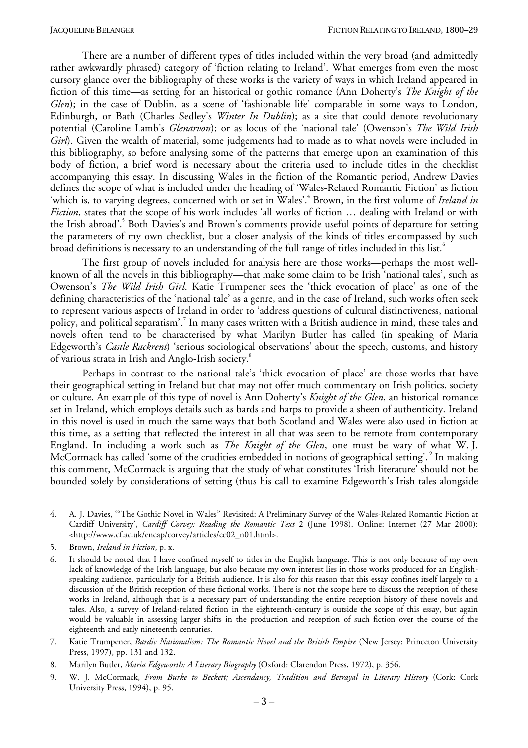There are a number of different types of titles included within the very broad (and admittedly rather awkwardly phrased) category of 'fiction relating to Ireland'. What emerges from even the most cursory glance over the bibliography of these works is the variety of ways in which Ireland appeared in fiction of this time—as setting for an historical or gothic romance (Ann Doherty's *The Knight of the Glen*); in the case of Dublin, as a scene of 'fashionable life' comparable in some ways to London, Edinburgh, or Bath (Charles Sedley's *Winter In Dublin*); as a site that could denote revolutionary potential (Caroline Lamb's *Glenarvon*); or as locus of the 'national tale' (Owenson's *The Wild Irish Girl*). Given the wealth of material, some judgements had to made as to what novels were included in this bibliography, so before analysing some of the patterns that emerge upon an examination of this body of fiction, a brief word is necessary about the criteria used to include titles in the checklist accompanying this essay. In discussing Wales in the fiction of the Romantic period, Andrew Davies defines the scope of what is included under the heading of 'Wales-Related Romantic Fiction' as fiction 'which is, to varying degrees, concerned with or set in Wales'.[4] Brown, in the first volume of *Ireland in Fiction*, states that the scope of his work includes 'all works of fiction … dealing with Ireland or with the Irish abroad'.[5] Both Davies's and Brown's comments provide useful points of departure for setting the parameters of my own checklist, but a closer analysis of the kinds of titles encompassed by such broad definitions is necessary to an understanding of the full range of titles included in this list.[6]

The first group of novels included for analysis here are those works—perhaps the most well-known of all the novels in this bibliography—that make some claim to be Irish 'national tales', such as Owenson's *The Wild Irish Girl*. Katie Trumpener sees the 'thick evocation of place' as one of the defining characteristics of the 'national tale' as a genre, and in the case of Ireland, such works often seek to represent various aspects of Ireland in order to 'address questions of cultural distinctiveness, national policy, and political separatism'.[7] In many cases written with a British audience in mind, these tales and novels often tend to be characterised by what Marilyn Butler has called (in speaking of Maria Edgeworth's *Castle Rackrent*) 'serious sociological observations' about the speech, customs, and history of various strata in Irish and Anglo-Irish society.[8]

Perhaps in contrast to the national tale's 'thick evocation of place' are those works that have their geographical setting in Ireland but that may not offer much commentary on Irish politics, society or culture. An example of this type of novel is Ann Doherty's *Knight of the Glen*, an historical romance set in Ireland, which employs details such as bards and harps to provide a sheen of authenticity. Ireland in this novel is used in much the same ways that both Scotland and Wales were also used in fiction at this time, as a setting that reflected the interest in all that was seen to be remote from contemporary England. In including a work such as *The Knight of the Glen*, one must be wary of what W. J. McCormack has called 'some of the crudities embedded in notions of geographical setting'.[9] In making this comment, McCormack is arguing that the study of what constitutes 'Irish literature' should not be bounded solely by considerations of setting (thus his call to examine Edgeworth's Irish tales alongside

---

4. A. J. Davies, '"The Gothic Novel in Wales" Revisited: A Preliminary Survey of the Wales-Related Romantic Fiction at Cardiff University', *Cardiff Corvey: Reading the Romantic Text* 2 (June 1998). Online: Internet (27 Mar 2000): <http://www.cf.ac.uk/encap/corvey/articles/cc02_n01.html>.

5. Brown, *Ireland in Fiction*, p. x.

6. It should be noted that I have confined myself to titles in the English language. This is not only because of my own lack of knowledge of the Irish language, but also because my own interest lies in those works produced for an English-speaking audience, particularly for a British audience. It is also for this reason that this essay confines itself largely to a discussion of the British reception of these fictional works. There is not the scope here to discuss the reception of these works in Ireland, although that is a necessary part of understanding the entire reception history of these novels and tales. Also, a survey of Ireland-related fiction in the eighteenth-century is outside the scope of this essay, but again would be valuable in assessing larger shifts in the production and reception of such fiction over the course of the eighteenth and early nineteenth centuries.

7. Katie Trumpener, *Bardic Nationalism: The Romantic Novel and the British Empire* (New Jersey: Princeton University Press, 1997), pp. 131 and 132.

8. Marilyn Butler, *Maria Edgeworth: A Literary Biography* (Oxford: Clarendon Press, 1972), p. 356.

9. W. J. McCormack, *From Burke to Beckett; Ascendancy, Tradition and Betrayal in Literary History* (Cork: Cork University Press, 1994), p. 95.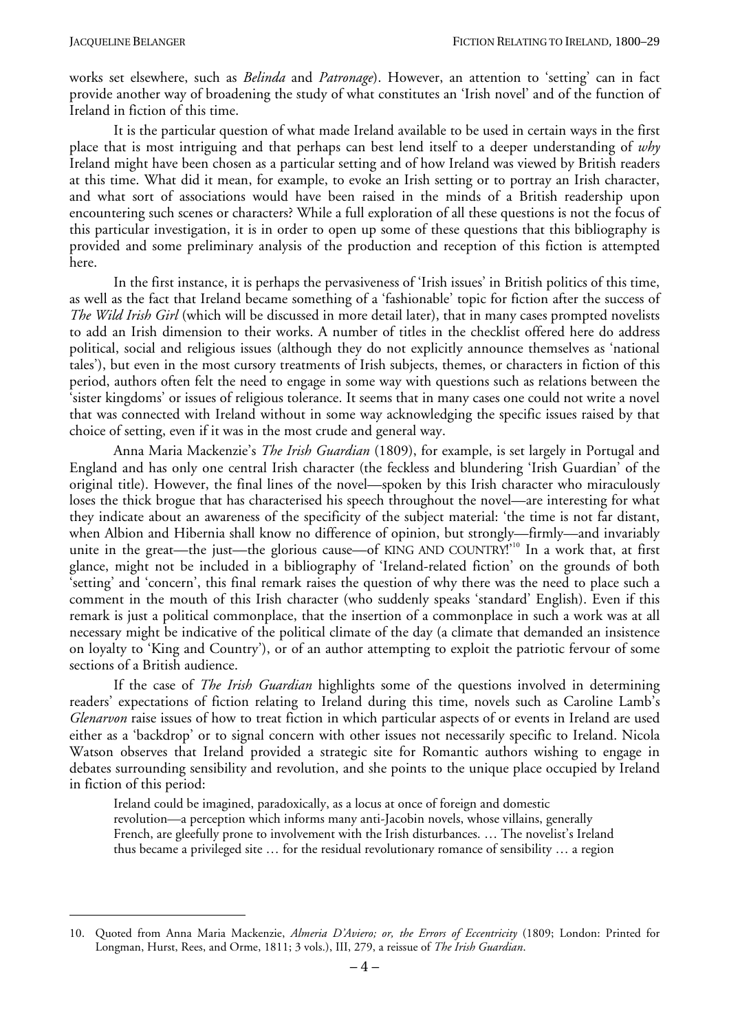works set elsewhere, such as *Belinda* and *Patronage*). However, an attention to 'setting' can in fact provide another way of broadening the study of what constitutes an 'Irish novel' and of the function of Ireland in fiction of this time.

It is the particular question of what made Ireland available to be used in certain ways in the first place that is most intriguing and that perhaps can best lend itself to a deeper understanding of *why* Ireland might have been chosen as a particular setting and of how Ireland was viewed by British readers at this time. What did it mean, for example, to evoke an Irish setting or to portray an Irish character, and what sort of associations would have been raised in the minds of a British readership upon encountering such scenes or characters? While a full exploration of all these questions is not the focus of this particular investigation, it is in order to open up some of these questions that this bibliography is provided and some preliminary analysis of the production and reception of this fiction is attempted here.

In the first instance, it is perhaps the pervasiveness of 'Irish issues' in British politics of this time, as well as the fact that Ireland became something of a 'fashionable' topic for fiction after the success of *The Wild Irish Girl* (which will be discussed in more detail later), that in many cases prompted novelists to add an Irish dimension to their works. A number of titles in the checklist offered here do address political, social and religious issues (although they do not explicitly announce themselves as 'national tales'), but even in the most cursory treatments of Irish subjects, themes, or characters in fiction of this period, authors often felt the need to engage in some way with questions such as relations between the 'sister kingdoms' or issues of religious tolerance. It seems that in many cases one could not write a novel that was connected with Ireland without in some way acknowledging the specific issues raised by that choice of setting, even if it was in the most crude and general way.

Anna Maria Mackenzie's *The Irish Guardian* (1809), for example, is set largely in Portugal and England and has only one central Irish character (the feckless and blundering 'Irish Guardian' of the original title). However, the final lines of the novel—spoken by this Irish character who miraculously loses the thick brogue that has characterised his speech throughout the novel—are interesting for what they indicate about an awareness of the specificity of the subject material: 'the time is not far distant, when Albion and Hibernia shall know no difference of opinion, but strongly—firmly—and invariably unite in the great—the just—the glorious cause—of KING AND COUNTRY!'[10] In a work that, at first glance, might not be included in a bibliography of 'Ireland-related fiction' on the grounds of both 'setting' and 'concern', this final remark raises the question of why there was the need to place such a comment in the mouth of this Irish character (who suddenly speaks 'standard' English). Even if this remark is just a political commonplace, that the insertion of a commonplace in such a work was at all necessary might be indicative of the political climate of the day (a climate that demanded an insistence on loyalty to 'King and Country'), or of an author attempting to exploit the patriotic fervour of some sections of a British audience.

If the case of *The Irish Guardian* highlights some of the questions involved in determining readers' expectations of fiction relating to Ireland during this time, novels such as Caroline Lamb's *Glenarvon* raise issues of how to treat fiction in which particular aspects of or events in Ireland are used either as a 'backdrop' or to signal concern with other issues not necessarily specific to Ireland. Nicola Watson observes that Ireland provided a strategic site for Romantic authors wishing to engage in debates surrounding sensibility and revolution, and she points to the unique place occupied by Ireland in fiction of this period:

> Ireland could be imagined, paradoxically, as a locus at once of foreign and domestic revolution—a perception which informs many anti-Jacobin novels, whose villains, generally French, are gleefully prone to involvement with the Irish disturbances. … The novelist's Ireland thus became a privileged site … for the residual revolutionary romance of sensibility … a region

---

10. Quoted from Anna Maria Mackenzie, *Almeria D'Aviero; or, the Errors of Eccentricity* (1809; London: Printed for Longman, Hurst, Rees, and Orme, 1811; 3 vols.), III, 279, a reissue of *The Irish Guardian*.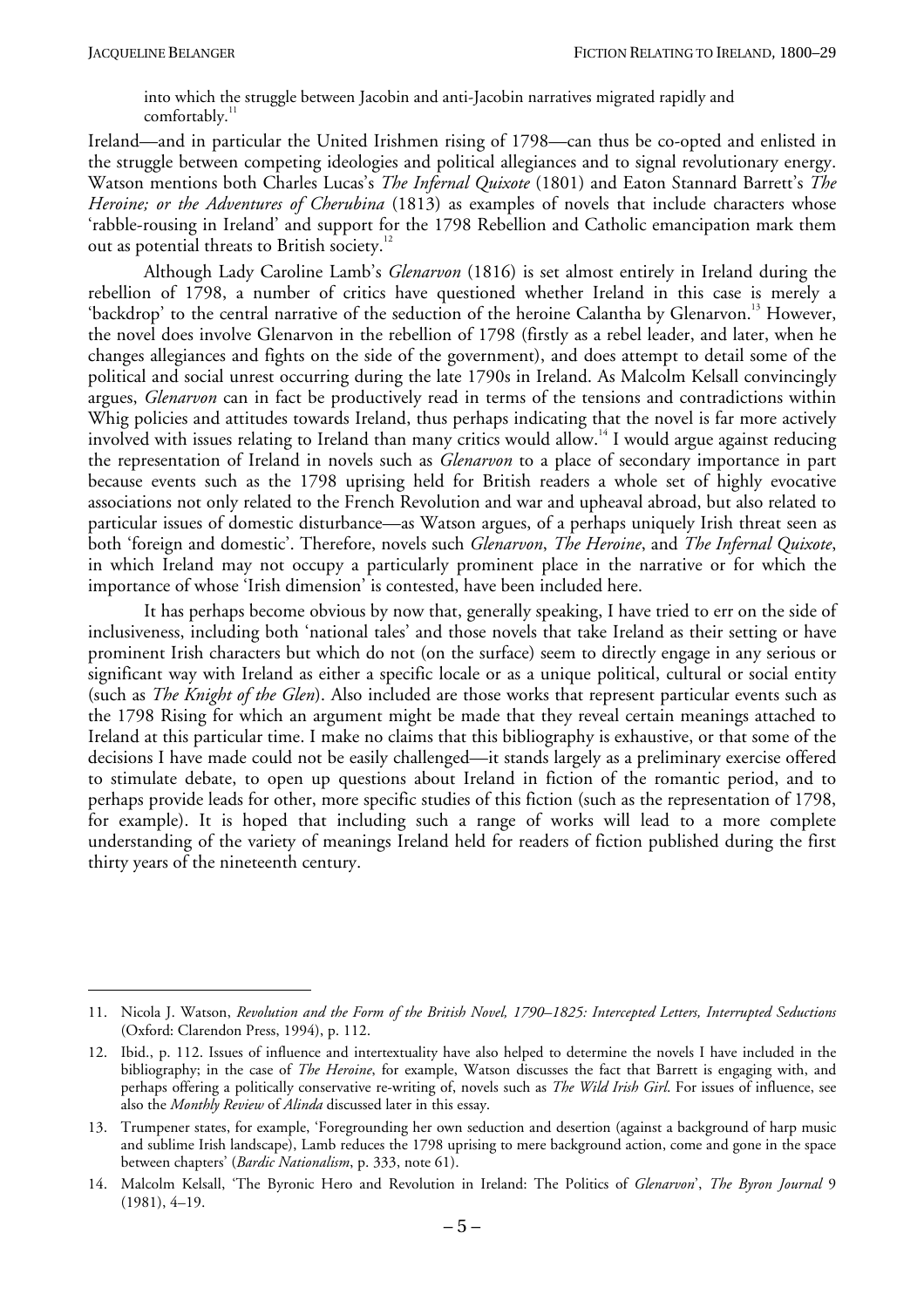> into which the struggle between Jacobin and anti-Jacobin narratives migrated rapidly and comfortably.[11]

Ireland—and in particular the United Irishmen rising of 1798—can thus be co-opted and enlisted in the struggle between competing ideologies and political allegiances and to signal revolutionary energy. Watson mentions both Charles Lucas's *The Infernal Quixote* (1801) and Eaton Stannard Barrett's *The Heroine; or the Adventures of Cherubina* (1813) as examples of novels that include characters whose 'rabble-rousing in Ireland' and support for the 1798 Rebellion and Catholic emancipation mark them out as potential threats to British society.[12]

Although Lady Caroline Lamb's *Glenarvon* (1816) is set almost entirely in Ireland during the rebellion of 1798, a number of critics have questioned whether Ireland in this case is merely a 'backdrop' to the central narrative of the seduction of the heroine Calantha by Glenarvon.[13] However, the novel does involve Glenarvon in the rebellion of 1798 (firstly as a rebel leader, and later, when he changes allegiances and fights on the side of the government), and does attempt to detail some of the political and social unrest occurring during the late 1790s in Ireland. As Malcolm Kelsall convincingly argues, *Glenarvon* can in fact be productively read in terms of the tensions and contradictions within Whig policies and attitudes towards Ireland, thus perhaps indicating that the novel is far more actively involved with issues relating to Ireland than many critics would allow.[14] I would argue against reducing the representation of Ireland in novels such as *Glenarvon* to a place of secondary importance in part because events such as the 1798 uprising held for British readers a whole set of highly evocative associations not only related to the French Revolution and war and upheaval abroad, but also related to particular issues of domestic disturbance—as Watson argues, of a perhaps uniquely Irish threat seen as both 'foreign and domestic'. Therefore, novels such *Glenarvon*, *The Heroine*, and *The Infernal Quixote*, in which Ireland may not occupy a particularly prominent place in the narrative or for which the importance of whose 'Irish dimension' is contested, have been included here.

It has perhaps become obvious by now that, generally speaking, I have tried to err on the side of inclusiveness, including both 'national tales' and those novels that take Ireland as their setting or have prominent Irish characters but which do not (on the surface) seem to directly engage in any serious or significant way with Ireland as either a specific locale or as a unique political, cultural or social entity (such as *The Knight of the Glen*). Also included are those works that represent particular events such as the 1798 Rising for which an argument might be made that they reveal certain meanings attached to Ireland at this particular time. I make no claims that this bibliography is exhaustive, or that some of the decisions I have made could not be easily challenged—it stands largely as a preliminary exercise offered to stimulate debate, to open up questions about Ireland in fiction of the romantic period, and to perhaps provide leads for other, more specific studies of this fiction (such as the representation of 1798, for example). It is hoped that including such a range of works will lead to a more complete understanding of the variety of meanings Ireland held for readers of fiction published during the first thirty years of the nineteenth century.

---

11. Nicola J. Watson, *Revolution and the Form of the British Novel, 1790–1825: Intercepted Letters, Interrupted Seductions* (Oxford: Clarendon Press, 1994), p. 112.

12. Ibid., p. 112. Issues of influence and intertextuality have also helped to determine the novels I have included in the bibliography; in the case of *The Heroine*, for example, Watson discusses the fact that Barrett is engaging with, and perhaps offering a politically conservative re-writing of, novels such as *The Wild Irish Girl*. For issues of influence, see also the *Monthly Review* of *Alinda* discussed later in this essay.

13. Trumpener states, for example, 'Foregrounding her own seduction and desertion (against a background of harp music and sublime Irish landscape), Lamb reduces the 1798 uprising to mere background action, come and gone in the space between chapters' (*Bardic Nationalism*, p. 333, note 61).

14. Malcolm Kelsall, 'The Byronic Hero and Revolution in Ireland: The Politics of *Glenarvon*', *The Byron Journal* 9 (1981), 4–19.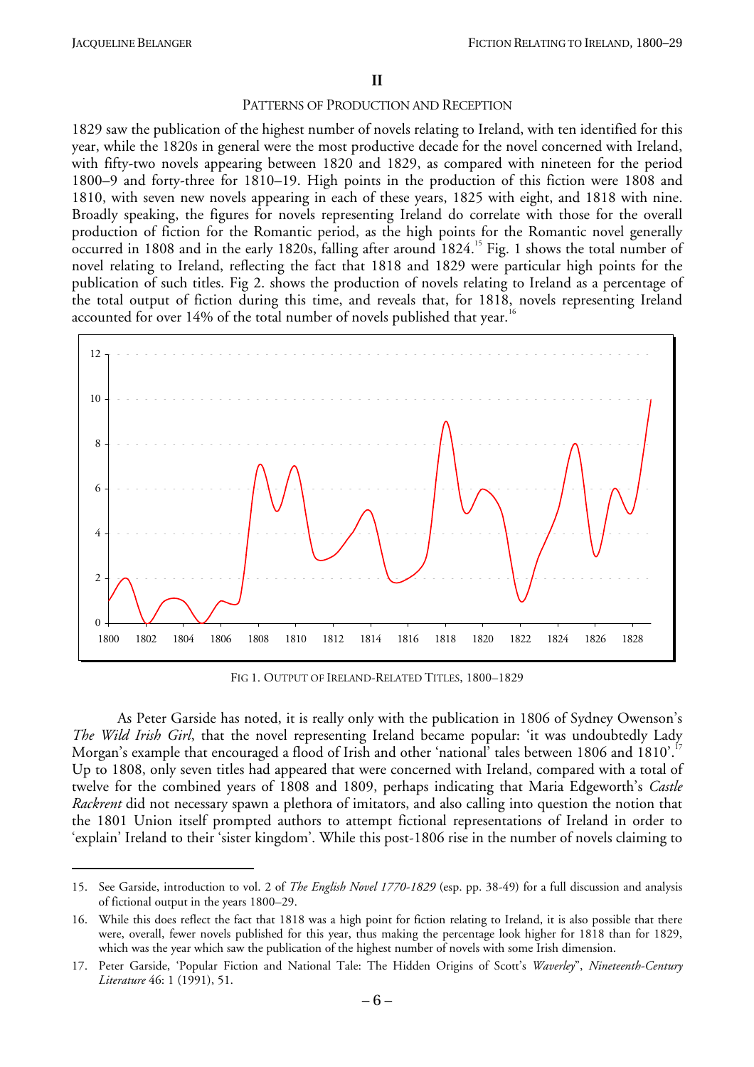## II

### Patterns of Production and Reception

1829 saw the publication of the highest number of novels relating to Ireland, with ten identified for this year, while the 1820s in general were the most productive decade for the novel concerned with Ireland, with fifty-two novels appearing between 1820 and 1829, as compared with nineteen for the period 1800–9 and forty-three for 1810–19. High points in the production of this fiction were 1808 and 1810, with seven new novels appearing in each of these years, 1825 with eight, and 1818 with nine. Broadly speaking, the figures for novels representing Ireland do correlate with those for the overall production of fiction for the Romantic period, as the high points for the Romantic novel generally occurred in 1808 and in the early 1820s, falling after around 1824.[15] Fig. 1 shows the total number of novel relating to Ireland, reflecting the fact that 1818 and 1829 were particular high points for the publication of such titles. Fig 2. shows the production of novels relating to Ireland as a percentage of the total output of fiction during this time, and reveals that, for 1818, novels representing Ireland accounted for over 14% of the total number of novels published that year.[16]

12
10
8
6
4
2
0
1800 1802 1804 1806 1808 1810 1812 1814 1816 1818 1820 1822 1824 1826 1828

FIG 1. OUTPUT OF IRELAND-RELATED TITLES, 1800–1829

As Peter Garside has noted, it is really only with the publication in 1806 of Sydney Owenson's *The Wild Irish Girl*, that the novel representing Ireland became popular: 'it was undoubtedly Lady Morgan's example that encouraged a flood of Irish and other 'national' tales between 1806 and 1810'.[17] Up to 1808, only seven titles had appeared that were concerned with Ireland, compared with a total of twelve for the combined years of 1808 and 1809, perhaps indicating that Maria Edgeworth's *Castle Rackrent* did not necessary spawn a plethora of imitators, and also calling into question the notion that the 1801 Union itself prompted authors to attempt fictional representations of Ireland in order to 'explain' Ireland to their 'sister kingdom'. While this post-1806 rise in the number of novels claiming to

---

15. See Garside, introduction to vol. 2 of *The English Novel 1770-1829* (esp. pp. 38-49) for a full discussion and analysis of fictional output in the years 1800–29.

16. While this does reflect the fact that 1818 was a high point for fiction relating to Ireland, it is also possible that there were, overall, fewer novels published for this year, thus making the percentage look higher for 1818 than for 1829, which was the year which saw the publication of the highest number of novels with some Irish dimension.

17. Peter Garside, 'Popular Fiction and National Tale: The Hidden Origins of Scott's *Waverley*", *Nineteenth-Century Literature* 46: 1 (1991), 51.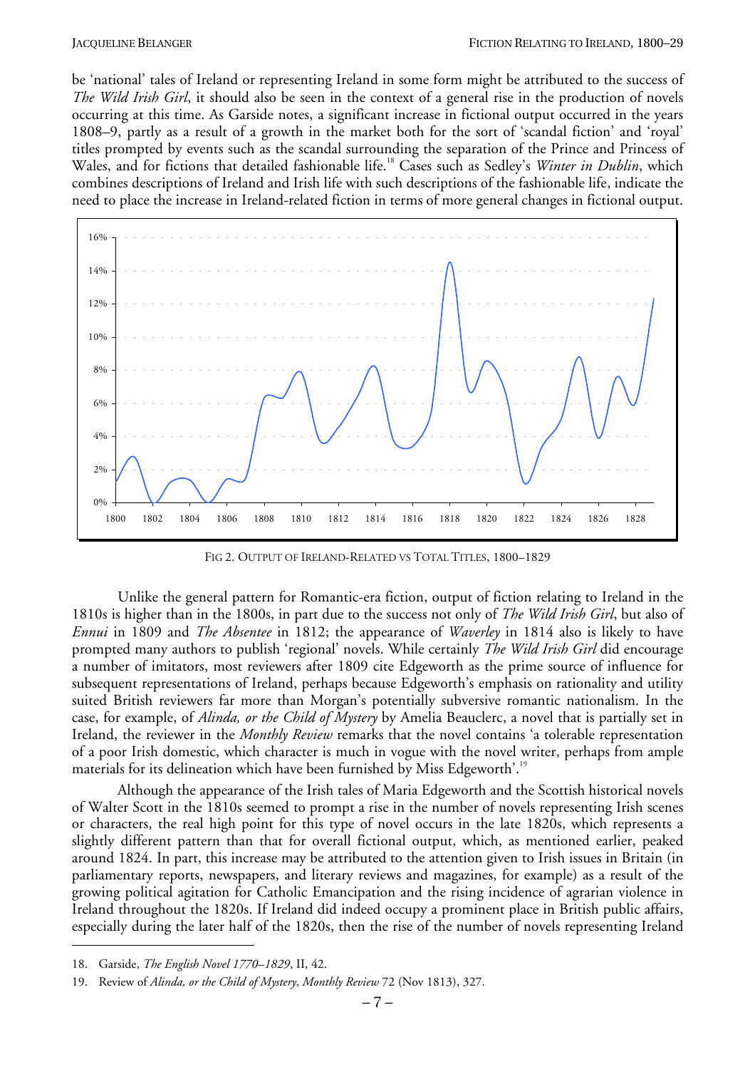be 'national' tales of Ireland or representing Ireland in some form might be attributed to the success of *The Wild Irish Girl*, it should also be seen in the context of a general rise in the production of novels occurring at this time. As Garside notes, a significant increase in fictional output occurred in the years 1808–9, partly as a result of a growth in the market both for the sort of 'scandal fiction' and 'royal' titles prompted by events such as the scandal surrounding the separation of the Prince and Princess of Wales, and for fictions that detailed fashionable life.[18] Cases such as Sedley's *Winter in Dublin*, which combines descriptions of Ireland and Irish life with such descriptions of the fashionable life, indicate the need to place the increase in Ireland-related fiction in terms of more general changes in fictional output.

16%
14%
12%
10%
8%
6%
4%
2%
0%

1800 1802 1804 1806 1808 1810 1812 1814 1816 1818 1820 1822 1824 1826 1828

FIG 2. OUTPUT OF IRELAND-RELATED VS TOTAL TITLES, 1800–1829

Unlike the general pattern for Romantic-era fiction, output of fiction relating to Ireland in the 1810s is higher than in the 1800s, in part due to the success not only of *The Wild Irish Girl*, but also of *Ennui* in 1809 and *The Absentee* in 1812; the appearance of *Waverley* in 1814 also is likely to have prompted many authors to publish 'regional' novels. While certainly *The Wild Irish Girl* did encourage a number of imitators, most reviewers after 1809 cite Edgeworth as the prime source of influence for subsequent representations of Ireland, perhaps because Edgeworth's emphasis on rationality and utility suited British reviewers far more than Morgan's potentially subversive romantic nationalism. In the case, for example, of *Alinda, or the Child of Mystery* by Amelia Beauclerc, a novel that is partially set in Ireland, the reviewer in the *Monthly Review* remarks that the novel contains 'a tolerable representation of a poor Irish domestic, which character is much in vogue with the novel writer, perhaps from ample materials for its delineation which have been furnished by Miss Edgeworth'.[19]

Although the appearance of the Irish tales of Maria Edgeworth and the Scottish historical novels of Walter Scott in the 1810s seemed to prompt a rise in the number of novels representing Irish scenes or characters, the real high point for this type of novel occurs in the late 1820s, which represents a slightly different pattern than that for overall fictional output, which, as mentioned earlier, peaked around 1824. In part, this increase may be attributed to the attention given to Irish issues in Britain (in parliamentary reports, newspapers, and literary reviews and magazines, for example) as a result of the growing political agitation for Catholic Emancipation and the rising incidence of agrarian violence in Ireland throughout the 1820s. If Ireland did indeed occupy a prominent place in British public affairs, especially during the later half of the 1820s, then the rise of the number of novels representing Ireland

18. Garside, *The English Novel 1770–1829*, II, 42.

19. Review of *Alinda, or the Child of Mystery*, *Monthly Review* 72 (Nov 1813), 327.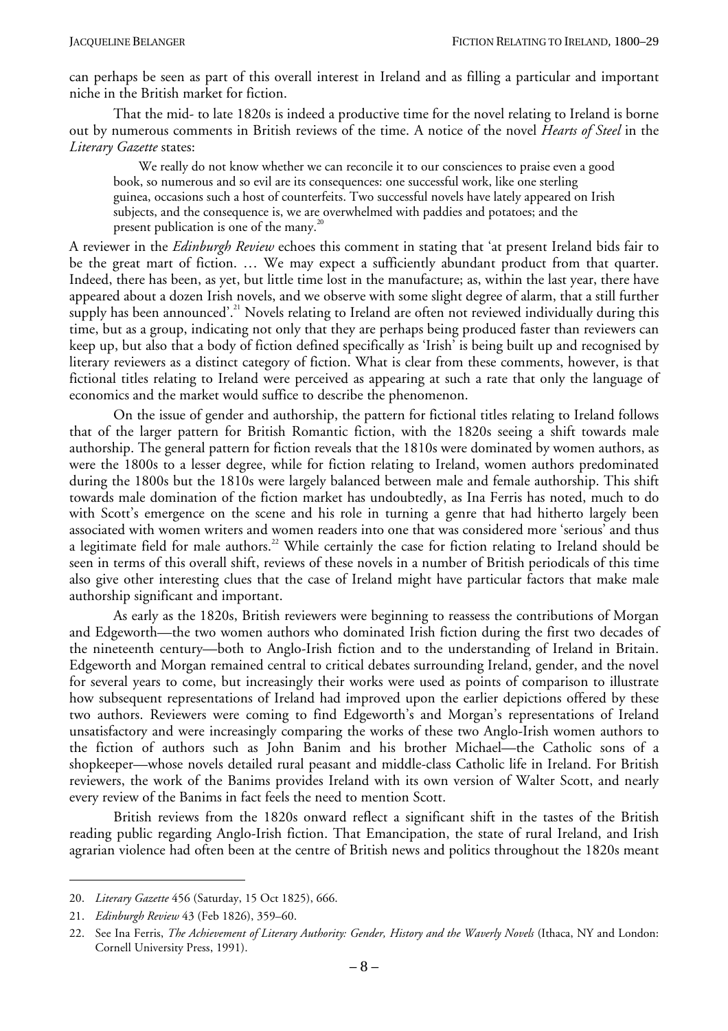can perhaps be seen as part of this overall interest in Ireland and as filling a particular and important niche in the British market for fiction.

That the mid- to late 1820s is indeed a productive time for the novel relating to Ireland is borne out by numerous comments in British reviews of the time. A notice of the novel *Hearts of Steel* in the *Literary Gazette* states:

> We really do not know whether we can reconcile it to our consciences to praise even a good book, so numerous and so evil are its consequences: one successful work, like one sterling guinea, occasions such a host of counterfeits. Two successful novels have lately appeared on Irish subjects, and the consequence is, we are overwhelmed with paddies and potatoes; and the present publication is one of the many.[20]

A reviewer in the *Edinburgh Review* echoes this comment in stating that 'at present Ireland bids fair to be the great mart of fiction. … We may expect a sufficiently abundant product from that quarter. Indeed, there has been, as yet, but little time lost in the manufacture; as, within the last year, there have appeared about a dozen Irish novels, and we observe with some slight degree of alarm, that a still further supply has been announced'.[21] Novels relating to Ireland are often not reviewed individually during this time, but as a group, indicating not only that they are perhaps being produced faster than reviewers can keep up, but also that a body of fiction defined specifically as 'Irish' is being built up and recognised by literary reviewers as a distinct category of fiction. What is clear from these comments, however, is that fictional titles relating to Ireland were perceived as appearing at such a rate that only the language of economics and the market would suffice to describe the phenomenon.

On the issue of gender and authorship, the pattern for fictional titles relating to Ireland follows that of the larger pattern for British Romantic fiction, with the 1820s seeing a shift towards male authorship. The general pattern for fiction reveals that the 1810s were dominated by women authors, as were the 1800s to a lesser degree, while for fiction relating to Ireland, women authors predominated during the 1800s but the 1810s were largely balanced between male and female authorship. This shift towards male domination of the fiction market has undoubtedly, as Ina Ferris has noted, much to do with Scott's emergence on the scene and his role in turning a genre that had hitherto largely been associated with women writers and women readers into one that was considered more 'serious' and thus a legitimate field for male authors.[22] While certainly the case for fiction relating to Ireland should be seen in terms of this overall shift, reviews of these novels in a number of British periodicals of this time also give other interesting clues that the case of Ireland might have particular factors that make male authorship significant and important.

As early as the 1820s, British reviewers were beginning to reassess the contributions of Morgan and Edgeworth—the two women authors who dominated Irish fiction during the first two decades of the nineteenth century—both to Anglo-Irish fiction and to the understanding of Ireland in Britain. Edgeworth and Morgan remained central to critical debates surrounding Ireland, gender, and the novel for several years to come, but increasingly their works were used as points of comparison to illustrate how subsequent representations of Ireland had improved upon the earlier depictions offered by these two authors. Reviewers were coming to find Edgeworth's and Morgan's representations of Ireland unsatisfactory and were increasingly comparing the works of these two Anglo-Irish women authors to the fiction of authors such as John Banim and his brother Michael—the Catholic sons of a shopkeeper—whose novels detailed rural peasant and middle-class Catholic life in Ireland. For British reviewers, the work of the Banims provides Ireland with its own version of Walter Scott, and nearly every review of the Banims in fact feels the need to mention Scott.

British reviews from the 1820s onward reflect a significant shift in the tastes of the British reading public regarding Anglo-Irish fiction. That Emancipation, the state of rural Ireland, and Irish agrarian violence had often been at the centre of British news and politics throughout the 1820s meant

---

20. *Literary Gazette* 456 (Saturday, 15 Oct 1825), 666.

21. *Edinburgh Review* 43 (Feb 1826), 359–60.

22. See Ina Ferris, *The Achievement of Literary Authority: Gender, History and the Waverly Novels* (Ithaca, NY and London: Cornell University Press, 1991).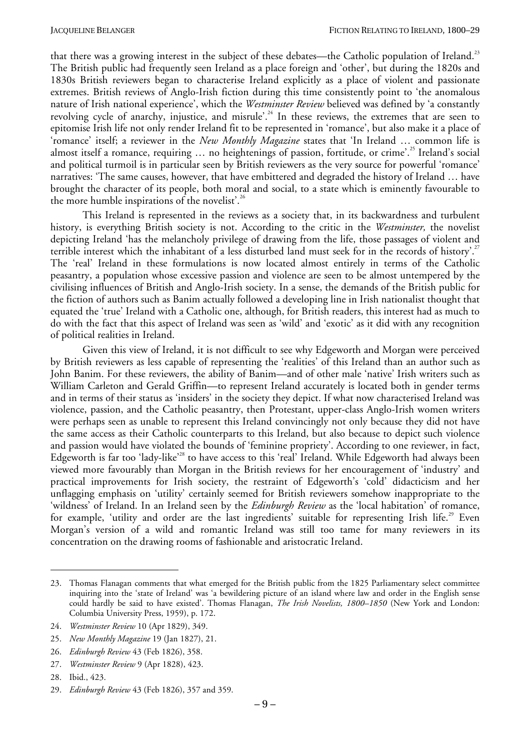that there was a growing interest in the subject of these debates—the Catholic population of Ireland.[23] The British public had frequently seen Ireland as a place foreign and 'other', but during the 1820s and 1830s British reviewers began to characterise Ireland explicitly as a place of violent and passionate extremes. British reviews of Anglo-Irish fiction during this time consistently point to 'the anomalous nature of Irish national experience', which the *Westminster Review* believed was defined by 'a constantly revolving cycle of anarchy, injustice, and misrule'.[24] In these reviews, the extremes that are seen to epitomise Irish life not only render Ireland fit to be represented in 'romance', but also make it a place of 'romance' itself; a reviewer in the *New Monthly Magazine* states that 'In Ireland … common life is almost itself a romance, requiring … no heightenings of passion, fortitude, or crime'.[25] Ireland's social and political turmoil is in particular seen by British reviewers as the very source for powerful 'romance' narratives: 'The same causes, however, that have embittered and degraded the history of Ireland … have brought the character of its people, both moral and social, to a state which is eminently favourable to the more humble inspirations of the novelist'.[26]

This Ireland is represented in the reviews as a society that, in its backwardness and turbulent history, is everything British society is not. According to the critic in the *Westminster,* the novelist depicting Ireland 'has the melancholy privilege of drawing from the life, those passages of violent and terrible interest which the inhabitant of a less disturbed land must seek for in the records of history'.[27] The 'real' Ireland in these formulations is now located almost entirely in terms of the Catholic peasantry, a population whose excessive passion and violence are seen to be almost untempered by the civilising influences of British and Anglo-Irish society. In a sense, the demands of the British public for the fiction of authors such as Banim actually followed a developing line in Irish nationalist thought that equated the 'true' Ireland with a Catholic one, although, for British readers, this interest had as much to do with the fact that this aspect of Ireland was seen as 'wild' and 'exotic' as it did with any recognition of political realities in Ireland.

Given this view of Ireland, it is not difficult to see why Edgeworth and Morgan were perceived by British reviewers as less capable of representing the 'realities' of this Ireland than an author such as John Banim. For these reviewers, the ability of Banim—and of other male 'native' Irish writers such as William Carleton and Gerald Griffin—to represent Ireland accurately is located both in gender terms and in terms of their status as 'insiders' in the society they depict. If what now characterised Ireland was violence, passion, and the Catholic peasantry, then Protestant, upper-class Anglo-Irish women writers were perhaps seen as unable to represent this Ireland convincingly not only because they did not have the same access as their Catholic counterparts to this Ireland, but also because to depict such violence and passion would have violated the bounds of 'feminine propriety'. According to one reviewer, in fact, Edgeworth is far too 'lady-like'[28] to have access to this 'real' Ireland. While Edgeworth had always been viewed more favourably than Morgan in the British reviews for her encouragement of 'industry' and practical improvements for Irish society, the restraint of Edgeworth's 'cold' didacticism and her unflagging emphasis on 'utility' certainly seemed for British reviewers somehow inappropriate to the 'wildness' of Ireland. In an Ireland seen by the *Edinburgh Review* as the 'local habitation' of romance, for example, 'utility and order are the last ingredients' suitable for representing Irish life.[29] Even Morgan's version of a wild and romantic Ireland was still too tame for many reviewers in its concentration on the drawing rooms of fashionable and aristocratic Ireland.

---

23. Thomas Flanagan comments that what emerged for the British public from the 1825 Parliamentary select committee inquiring into the 'state of Ireland' was 'a bewildering picture of an island where law and order in the English sense could hardly be said to have existed'. Thomas Flanagan, *The Irish Novelists, 1800–1850* (New York and London: Columbia University Press, 1959), p. 172.
24. *Westminster Review* 10 (Apr 1829), 349.
25. *New Monthly Magazine* 19 (Jan 1827), 21.
26. *Edinburgh Review* 43 (Feb 1826), 358.
27. *Westminster Review* 9 (Apr 1828), 423.
28. Ibid., 423.
29. *Edinburgh Review* 43 (Feb 1826), 357 and 359.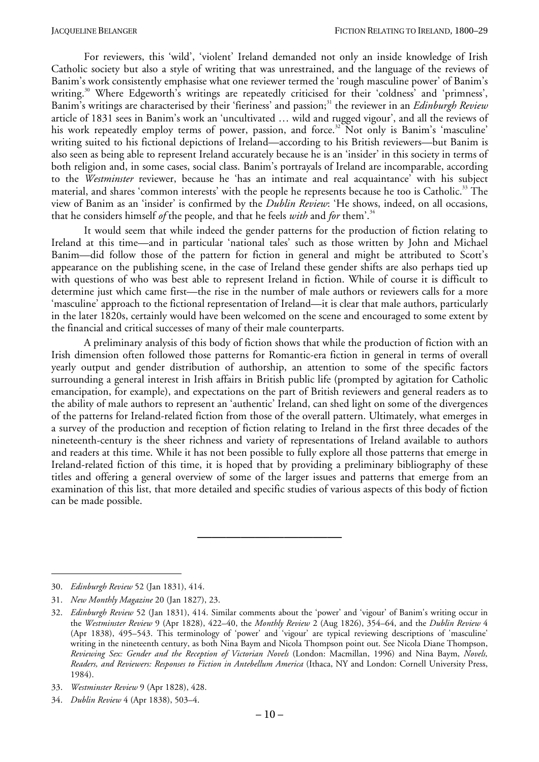For reviewers, this 'wild', 'violent' Ireland demanded not only an inside knowledge of Irish Catholic society but also a style of writing that was unrestrained, and the language of the reviews of Banim's work consistently emphasise what one reviewer termed the 'rough masculine power' of Banim's writing.[30] Where Edgeworth's writings are repeatedly criticised for their 'coldness' and 'primness', Banim's writings are characterised by their 'fieriness' and passion;[31] the reviewer in an *Edinburgh Review* article of 1831 sees in Banim's work an 'uncultivated … wild and rugged vigour', and all the reviews of his work repeatedly employ terms of power, passion, and force.[32] Not only is Banim's 'masculine' writing suited to his fictional depictions of Ireland—according to his British reviewers—but Banim is also seen as being able to represent Ireland accurately because he is an 'insider' in this society in terms of both religion and, in some cases, social class. Banim's portrayals of Ireland are incomparable, according to the *Westminster* reviewer, because he 'has an intimate and real acquaintance' with his subject material, and shares 'common interests' with the people he represents because he too is Catholic.[33] The view of Banim as an 'insider' is confirmed by the *Dublin Review*: 'He shows, indeed, on all occasions, that he considers himself *of* the people, and that he feels *with* and *for* them'.[34]

It would seem that while indeed the gender patterns for the production of fiction relating to Ireland at this time—and in particular 'national tales' such as those written by John and Michael Banim—did follow those of the pattern for fiction in general and might be attributed to Scott's appearance on the publishing scene, in the case of Ireland these gender shifts are also perhaps tied up with questions of who was best able to represent Ireland in fiction. While of course it is difficult to determine just which came first—the rise in the number of male authors or reviewers calls for a more 'masculine' approach to the fictional representation of Ireland—it is clear that male authors, particularly in the later 1820s, certainly would have been welcomed on the scene and encouraged to some extent by the financial and critical successes of many of their male counterparts.

A preliminary analysis of this body of fiction shows that while the production of fiction with an Irish dimension often followed those patterns for Romantic-era fiction in general in terms of overall yearly output and gender distribution of authorship, an attention to some of the specific factors surrounding a general interest in Irish affairs in British public life (prompted by agitation for Catholic emancipation, for example), and expectations on the part of British reviewers and general readers as to the ability of male authors to represent an 'authentic' Ireland, can shed light on some of the divergences of the patterns for Ireland-related fiction from those of the overall pattern. Ultimately, what emerges in a survey of the production and reception of fiction relating to Ireland in the first three decades of the nineteenth-century is the sheer richness and variety of representations of Ireland available to authors and readers at this time. While it has not been possible to fully explore all those patterns that emerge in Ireland-related fiction of this time, it is hoped that by providing a preliminary bibliography of these titles and offering a general overview of some of the larger issues and patterns that emerge from an examination of this list, that more detailed and specific studies of various aspects of this body of fiction can be made possible.

---

30. *Edinburgh Review* 52 (Jan 1831), 414.

31. *New Monthly Magazine* 20 (Jan 1827), 23.

32. *Edinburgh Review* 52 (Jan 1831), 414. Similar comments about the 'power' and 'vigour' of Banim's writing occur in the *Westminster Review* 9 (Apr 1828), 422–40, the *Monthly Review* 2 (Aug 1826), 354–64, and the *Dublin Review* 4 (Apr 1838), 495–543. This terminology of 'power' and 'vigour' are typical reviewing descriptions of 'masculine' writing in the nineteenth century, as both Nina Baym and Nicola Thompson point out. See Nicola Diane Thompson, *Reviewing Sex: Gender and the Reception of Victorian Novels* (London: Macmillan, 1996) and Nina Baym, *Novels, Readers, and Reviewers: Responses to Fiction in Antebellum America* (Ithaca, NY and London: Cornell University Press, 1984).

33. *Westminster Review* 9 (Apr 1828), 428.

34. *Dublin Review* 4 (Apr 1838), 503–4.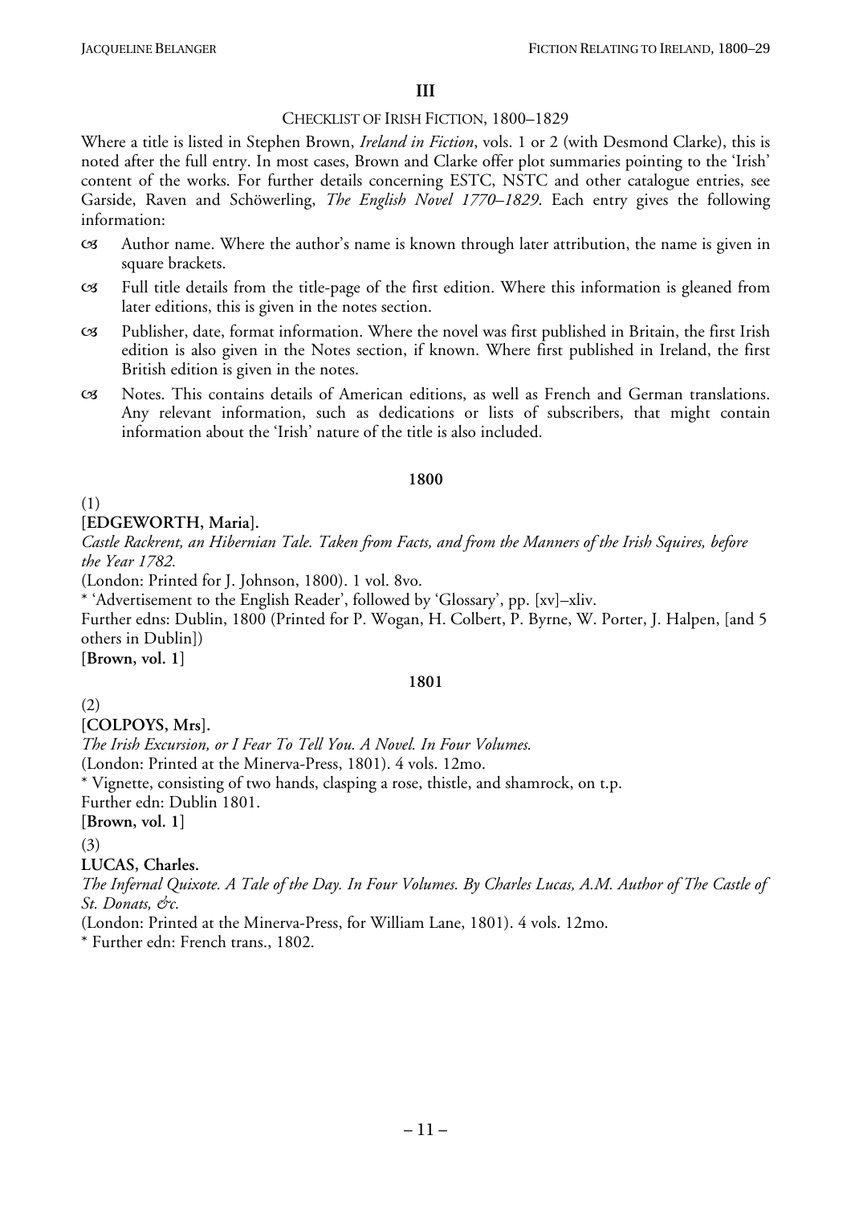## III

### CHECKLIST OF IRISH FICTION, 1800–1829

Where a title is listed in Stephen Brown, *Ireland in Fiction*, vols. 1 or 2 (with Desmond Clarke), this is noted after the full entry. In most cases, Brown and Clarke offer plot summaries pointing to the 'Irish' content of the works. For further details concerning ESTC, NSTC and other catalogue entries, see Garside, Raven and Schöwerling, *The English Novel 1770–1829*. Each entry gives the following information:

- Author name. Where the author's name is known through later attribution, the name is given in square brackets.
- Full title details from the title-page of the first edition. Where this information is gleaned from later editions, this is given in the notes section.
- Publisher, date, format information. Where the novel was first published in Britain, the first Irish edition is also given in the Notes section, if known. Where first published in Ireland, the first British edition is given in the notes.
- Notes. This contains details of American editions, as well as French and German translations. Any relevant information, such as dedications or lists of subscribers, that might contain information about the 'Irish' nature of the title is also included.

#### 1800

(1)

**[EDGEWORTH, Maria].**

*Castle Rackrent, an Hibernian Tale. Taken from Facts, and from the Manners of the Irish Squires, before the Year 1782.*

(London: Printed for J. Johnson, 1800). 1 vol. 8vo.

* 'Advertisement to the English Reader', followed by 'Glossary', pp. [xv]–xliv.

Further edns: Dublin, 1800 (Printed for P. Wogan, H. Colbert, P. Byrne, W. Porter, J. Halpen, [and 5 others in Dublin])

**[Brown, vol. 1]**

#### 1801

(2)

**[COLPOYS, Mrs].**

*The Irish Excursion, or I Fear To Tell You. A Novel. In Four Volumes.*

(London: Printed at the Minerva-Press, 1801). 4 vols. 12mo.

* Vignette, consisting of two hands, clasping a rose, thistle, and shamrock, on t.p.

Further edn: Dublin 1801.

**[Brown, vol. 1]**

(3)

**LUCAS, Charles.**

*The Infernal Quixote. A Tale of the Day. In Four Volumes. By Charles Lucas, A.M. Author of The Castle of St. Donats, &c.*

(London: Printed at the Minerva-Press, for William Lane, 1801). 4 vols. 12mo.

* Further edn: French trans., 1802.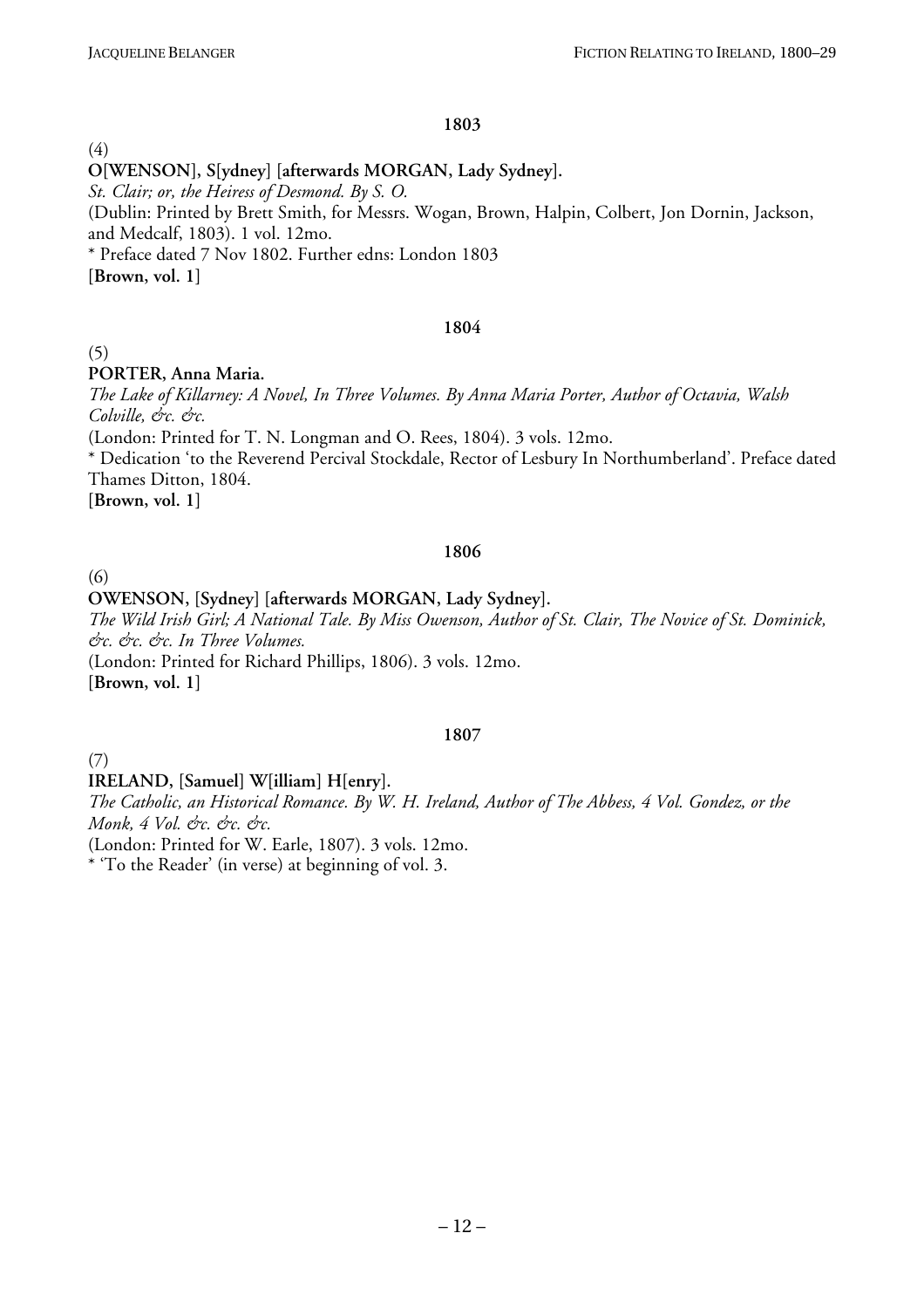**1803**

(4)

**O[WENSON], S[ydney] [afterwards MORGAN, Lady Sydney].**

*St. Clair; or, the Heiress of Desmond. By S. O.*

(Dublin: Printed by Brett Smith, for Messrs. Wogan, Brown, Halpin, Colbert, Jon Dornin, Jackson, and Medcalf, 1803). 1 vol. 12mo.

* Preface dated 7 Nov 1802. Further edns: London 1803

[**Brown, vol. 1**]

**1804**

(5)

**PORTER, Anna Maria.**

*The Lake of Killarney: A Novel, In Three Volumes. By Anna Maria Porter, Author of Octavia, Walsh Colville, &c. &c.*

(London: Printed for T. N. Longman and O. Rees, 1804). 3 vols. 12mo.

* Dedication 'to the Reverend Percival Stockdale, Rector of Lesbury In Northumberland'. Preface dated Thames Ditton, 1804.

[**Brown, vol. 1**]

**1806**

(6)

**OWENSON, [Sydney] [afterwards MORGAN, Lady Sydney].**

*The Wild Irish Girl; A National Tale. By Miss Owenson, Author of St. Clair, The Novice of St. Dominick, &c. &c. &c. In Three Volumes.*

(London: Printed for Richard Phillips, 1806). 3 vols. 12mo.

[**Brown, vol. 1**]

**1807**

(7)

**IRELAND, [Samuel] W[illiam] H[enry].**

*The Catholic, an Historical Romance. By W. H. Ireland, Author of The Abbess, 4 Vol. Gondez, or the Monk, 4 Vol. &c. &c. &c.*

(London: Printed for W. Earle, 1807). 3 vols. 12mo.

* 'To the Reader' (in verse) at beginning of vol. 3.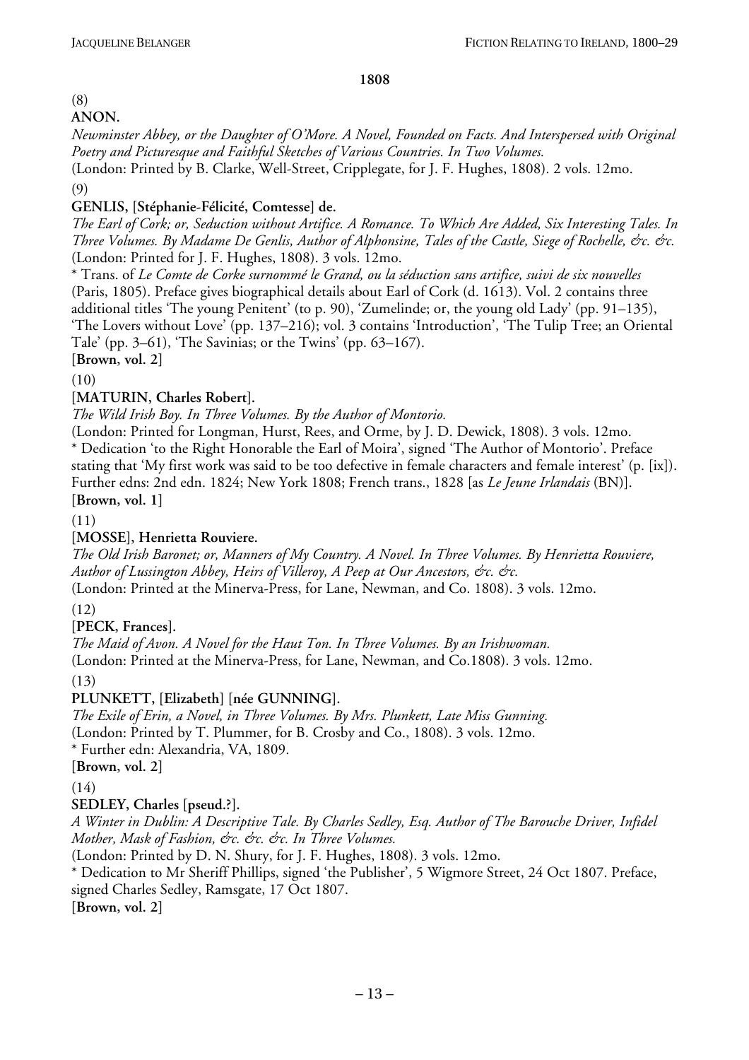**1808**

(8)

**ANON.**

*Newminster Abbey, or the Daughter of O'More. A Novel, Founded on Facts. And Interspersed with Original Poetry and Picturesque and Faithful Sketches of Various Countries. In Two Volumes.*

(London: Printed by B. Clarke, Well-Street, Cripplegate, for J. F. Hughes, 1808). 2 vols. 12mo.

(9)

**GENLIS, [Stéphanie-Félicité, Comtesse] de.**

*The Earl of Cork; or, Seduction without Artifice. A Romance. To Which Are Added, Six Interesting Tales. In Three Volumes. By Madame De Genlis, Author of Alphonsine, Tales of the Castle, Siege of Rochelle, &c. &c.*

(London: Printed for J. F. Hughes, 1808). 3 vols. 12mo.

* Trans. of *Le Comte de Corke surnommé le Grand, ou la séduction sans artifice, suivi de six nouvelles* (Paris, 1805). Preface gives biographical details about Earl of Cork (d. 1613). Vol. 2 contains three additional titles 'The young Penitent' (to p. 90), 'Zumelinde; or, the young old Lady' (pp. 91–135), 'The Lovers without Love' (pp. 137–216); vol. 3 contains 'Introduction', 'The Tulip Tree; an Oriental Tale' (pp. 3–61), 'The Savinias; or the Twins' (pp. 63–167).

**[Brown, vol. 2]**

(10)

**[MATURIN, Charles Robert].**

*The Wild Irish Boy. In Three Volumes. By the Author of Montorio.*

(London: Printed for Longman, Hurst, Rees, and Orme, by J. D. Dewick, 1808). 3 vols. 12mo.

* Dedication 'to the Right Honorable the Earl of Moira', signed 'The Author of Montorio'. Preface stating that 'My first work was said to be too defective in female characters and female interest' (p. [ix]). Further edns: 2nd edn. 1824; New York 1808; French trans., 1828 [as *Le Jeune Irlandais* (BN)].

**[Brown, vol. 1]**

(11)

**[MOSSE], Henrietta Rouviere.**

*The Old Irish Baronet; or, Manners of My Country. A Novel. In Three Volumes. By Henrietta Rouviere, Author of Lussington Abbey, Heirs of Villeroy, A Peep at Our Ancestors, &c. &c.*

(London: Printed at the Minerva-Press, for Lane, Newman, and Co. 1808). 3 vols. 12mo.

(12)

**[PECK, Frances].**

*The Maid of Avon. A Novel for the Haut Ton. In Three Volumes. By an Irishwoman.*

(London: Printed at the Minerva-Press, for Lane, Newman, and Co.1808). 3 vols. 12mo.

(13)

**PLUNKETT, [Elizabeth] [née GUNNING].**

*The Exile of Erin, a Novel, in Three Volumes. By Mrs. Plunkett, Late Miss Gunning.*

(London: Printed by T. Plummer, for B. Crosby and Co., 1808). 3 vols. 12mo.

* Further edn: Alexandria, VA, 1809.

**[Brown, vol. 2]**

(14)

**SEDLEY, Charles [pseud.?].**

*A Winter in Dublin: A Descriptive Tale. By Charles Sedley, Esq. Author of The Barouche Driver, Infidel Mother, Mask of Fashion, &c. &c. &c. In Three Volumes.*

(London: Printed by D. N. Shury, for J. F. Hughes, 1808). 3 vols. 12mo.

* Dedication to Mr Sheriff Phillips, signed 'the Publisher', 5 Wigmore Street, 24 Oct 1807. Preface, signed Charles Sedley, Ramsgate, 17 Oct 1807.

**[Brown, vol. 2]**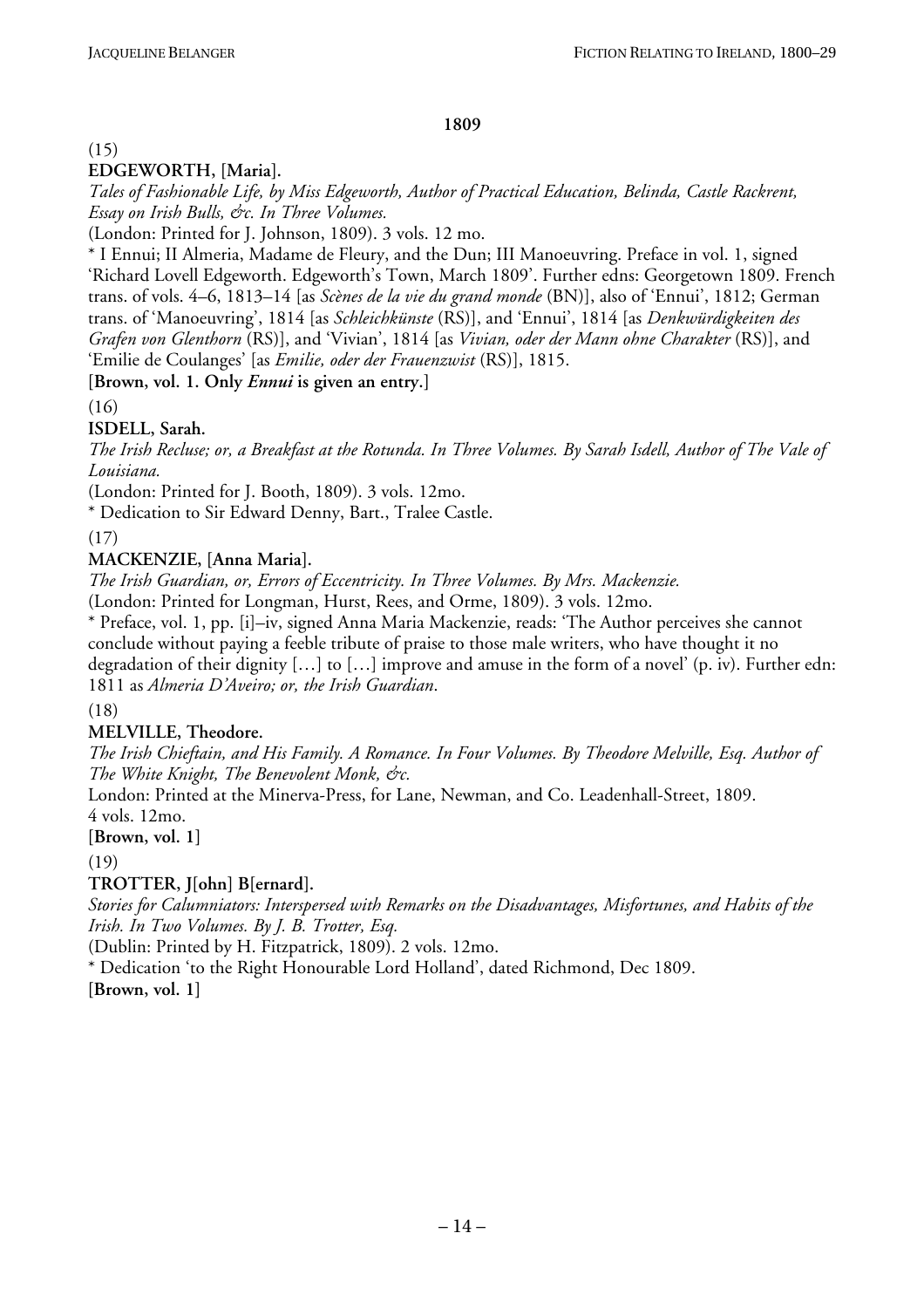### 1809

(15)

**EDGEWORTH, [Maria].**

*Tales of Fashionable Life, by Miss Edgeworth, Author of Practical Education, Belinda, Castle Rackrent, Essay on Irish Bulls, &c. In Three Volumes.*

(London: Printed for J. Johnson, 1809). 3 vols. 12 mo.

\* I Ennui; II Almeria, Madame de Fleury, and the Dun; III Manoeuvring. Preface in vol. 1, signed 'Richard Lovell Edgeworth. Edgeworth's Town, March 1809'. Further edns: Georgetown 1809. French trans. of vols. 4–6, 1813–14 [as *Scènes de la vie du grand monde* (BN)], also of 'Ennui', 1812; German trans. of 'Manoeuvring', 1814 [as *Schleichkünste* (RS)], and 'Ennui', 1814 [as *Denkwürdigkeiten des Grafen von Glenthorn* (RS)], and 'Vivian', 1814 [as *Vivian, oder der Mann ohne Charakter* (RS)], and 'Emilie de Coulanges' [as *Emilie, oder der Frauenzwist* (RS)], 1815.

[**Brown, vol. 1. Only *Ennui* is given an entry.**]

(16)

**ISDELL, Sarah.**

*The Irish Recluse; or, a Breakfast at the Rotunda. In Three Volumes. By Sarah Isdell, Author of The Vale of Louisiana.*

(London: Printed for J. Booth, 1809). 3 vols. 12mo.

\* Dedication to Sir Edward Denny, Bart., Tralee Castle.

(17)

**MACKENZIE, [Anna Maria].**

*The Irish Guardian, or, Errors of Eccentricity. In Three Volumes. By Mrs. Mackenzie.*

(London: Printed for Longman, Hurst, Rees, and Orme, 1809). 3 vols. 12mo.

\* Preface, vol. 1, pp. [i]–iv, signed Anna Maria Mackenzie, reads: 'The Author perceives she cannot conclude without paying a feeble tribute of praise to those male writers, who have thought it no degradation of their dignity […] to […] improve and amuse in the form of a novel' (p. iv). Further edn: 1811 as *Almeria D'Aveiro; or, the Irish Guardian*.

(18)

**MELVILLE, Theodore.**

*The Irish Chieftain, and His Family. A Romance. In Four Volumes. By Theodore Melville, Esq. Author of The White Knight, The Benevolent Monk, &c.*

London: Printed at the Minerva-Press, for Lane, Newman, and Co. Leadenhall-Street, 1809.
4 vols. 12mo.

[**Brown, vol. 1**]

(19)

**TROTTER, J[ohn] B[ernard].**

*Stories for Calumniators: Interspersed with Remarks on the Disadvantages, Misfortunes, and Habits of the Irish. In Two Volumes. By J. B. Trotter, Esq.*

(Dublin: Printed by H. Fitzpatrick, 1809). 2 vols. 12mo.

\* Dedication 'to the Right Honourable Lord Holland', dated Richmond, Dec 1809.

[**Brown, vol. 1**]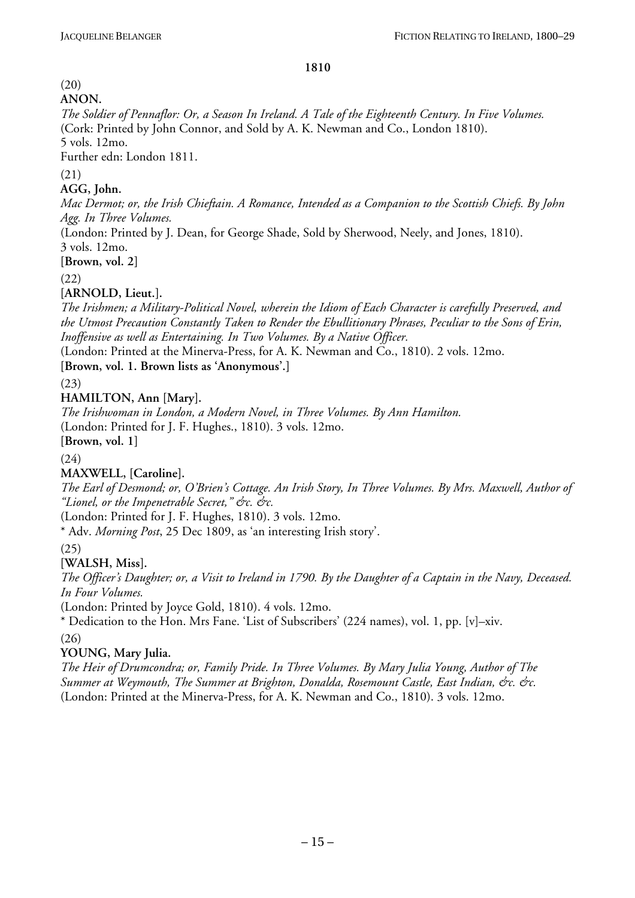## 1810

(20)

**ANON.**

*The Soldier of Pennaflor: Or, a Season In Ireland. A Tale of the Eighteenth Century. In Five Volumes.*
(Cork: Printed by John Connor, and Sold by A. K. Newman and Co., London 1810).
5 vols. 12mo.
Further edn: London 1811.

(21)

**AGG, John.**

*Mac Dermot; or, the Irish Chieftain. A Romance, Intended as a Companion to the Scottish Chiefs. By John Agg. In Three Volumes.*
(London: Printed by J. Dean, for George Shade, Sold by Sherwood, Neely, and Jones, 1810).
3 vols. 12mo.
[**Brown, vol. 2**]

(22)

[**ARNOLD, Lieut.**].

*The Irishmen; a Military-Political Novel, wherein the Idiom of Each Character is carefully Preserved, and the Utmost Precaution Constantly Taken to Render the Ebullitionary Phrases, Peculiar to the Sons of Erin, Inoffensive as well as Entertaining. In Two Volumes. By a Native Officer.*
(London: Printed at the Minerva-Press, for A. K. Newman and Co., 1810). 2 vols. 12mo.
[**Brown, vol. 1. Brown lists as 'Anonymous'.**]

(23)

**HAMILTON, Ann** [**Mary**].

*The Irishwoman in London, a Modern Novel, in Three Volumes. By Ann Hamilton.*
(London: Printed for J. F. Hughes., 1810). 3 vols. 12mo.
[**Brown, vol. 1**]

(24)

**MAXWELL,** [**Caroline**].

*The Earl of Desmond; or, O'Brien's Cottage. An Irish Story, In Three Volumes. By Mrs. Maxwell, Author of "Lionel, or the Impenetrable Secret," &c. &c.*
(London: Printed for J. F. Hughes, 1810). 3 vols. 12mo.
* Adv. *Morning Post*, 25 Dec 1809, as 'an interesting Irish story'.

(25)

[**WALSH, Miss**].

*The Officer's Daughter; or, a Visit to Ireland in 1790. By the Daughter of a Captain in the Navy, Deceased. In Four Volumes.*
(London: Printed by Joyce Gold, 1810). 4 vols. 12mo.
* Dedication to the Hon. Mrs Fane. 'List of Subscribers' (224 names), vol. 1, pp. [v]–xiv.

(26)

**YOUNG, Mary Julia.**

*The Heir of Drumcondra; or, Family Pride. In Three Volumes. By Mary Julia Young, Author of The Summer at Weymouth, The Summer at Brighton, Donalda, Rosemount Castle, East Indian, &c. &c.*
(London: Printed at the Minerva-Press, for A. K. Newman and Co., 1810). 3 vols. 12mo.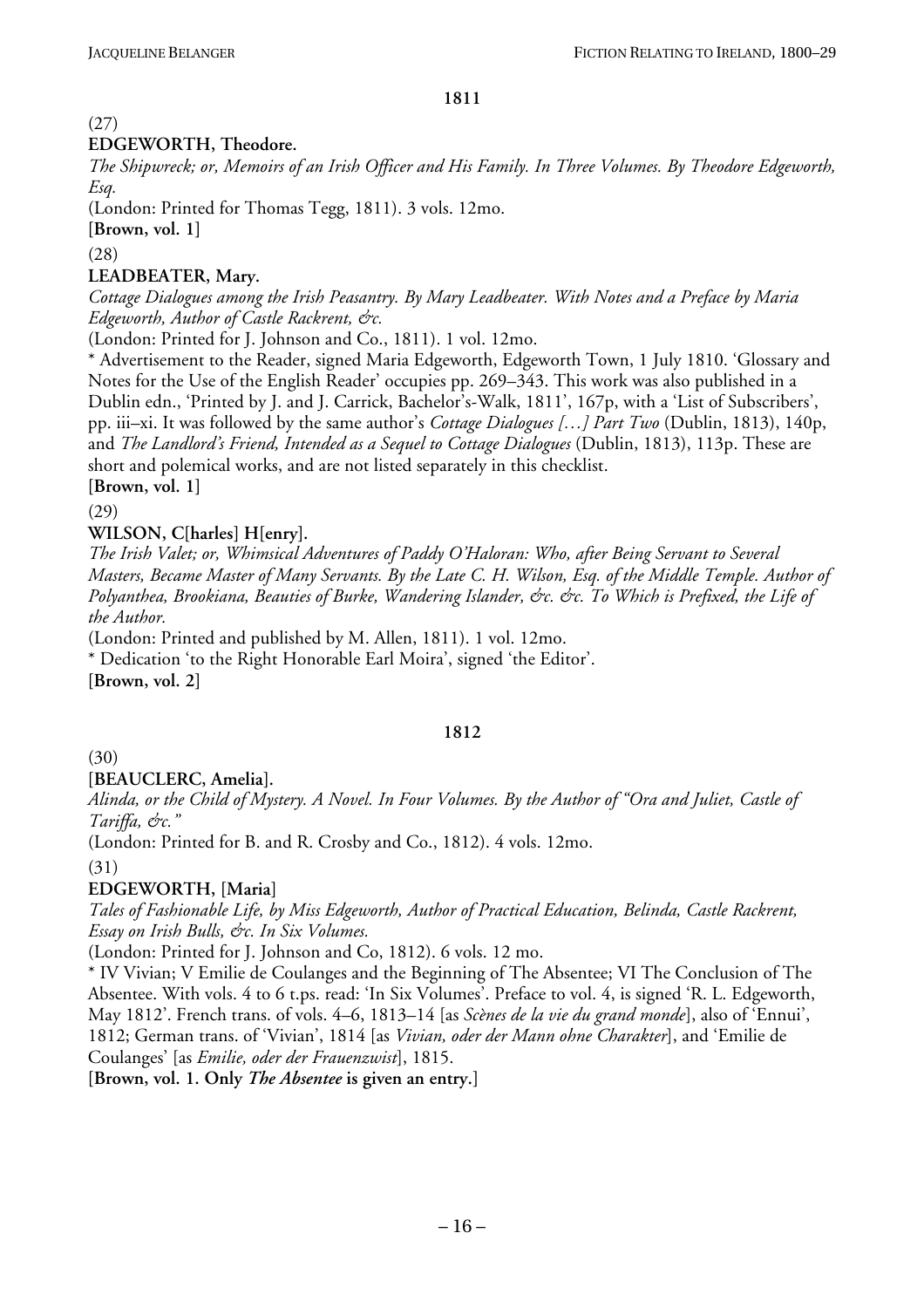**1811**

(27)

**EDGEWORTH, Theodore.**

*The Shipwreck; or, Memoirs of an Irish Officer and His Family. In Three Volumes. By Theodore Edgeworth, Esq.*

(London: Printed for Thomas Tegg, 1811). 3 vols. 12mo.

[**Brown, vol. 1**]

(28)

**LEADBEATER, Mary.**

*Cottage Dialogues among the Irish Peasantry. By Mary Leadbeater. With Notes and a Preface by Maria Edgeworth, Author of Castle Rackrent, &c.*

(London: Printed for J. Johnson and Co., 1811). 1 vol. 12mo.

* Advertisement to the Reader, signed Maria Edgeworth, Edgeworth Town, 1 July 1810. 'Glossary and Notes for the Use of the English Reader' occupies pp. 269–343. This work was also published in a Dublin edn., 'Printed by J. and J. Carrick, Bachelor's-Walk, 1811', 167p, with a 'List of Subscribers', pp. iii–xi. It was followed by the same author's *Cottage Dialogues […] Part Two* (Dublin, 1813), 140p, and *The Landlord's Friend, Intended as a Sequel to Cottage Dialogues* (Dublin, 1813), 113p. These are short and polemical works, and are not listed separately in this checklist.

[**Brown, vol. 1**]

(29)

**WILSON, C[harles] H[enry].**

*The Irish Valet; or, Whimsical Adventures of Paddy O'Haloran: Who, after Being Servant to Several Masters, Became Master of Many Servants. By the Late C. H. Wilson, Esq. of the Middle Temple. Author of Polyanthea, Brookiana, Beauties of Burke, Wandering Islander, &c. &c. To Which is Prefixed, the Life of the Author.*

(London: Printed and published by M. Allen, 1811). 1 vol. 12mo.

* Dedication 'to the Right Honorable Earl Moira', signed 'the Editor'.

[**Brown, vol. 2**]

**1812**

(30)

[**BEAUCLERC, Amelia**].

*Alinda, or the Child of Mystery. A Novel. In Four Volumes. By the Author of "Ora and Juliet, Castle of Tariffa, &c."*

(London: Printed for B. and R. Crosby and Co., 1812). 4 vols. 12mo.

(31)

**EDGEWORTH, [Maria]**

*Tales of Fashionable Life, by Miss Edgeworth, Author of Practical Education, Belinda, Castle Rackrent, Essay on Irish Bulls, &c. In Six Volumes.*

(London: Printed for J. Johnson and Co, 1812). 6 vols. 12 mo.

* IV Vivian; V Emilie de Coulanges and the Beginning of The Absentee; VI The Conclusion of The Absentee. With vols. 4 to 6 t.ps. read: 'In Six Volumes'. Preface to vol. 4, is signed 'R. L. Edgeworth, May 1812'. French trans. of vols. 4–6, 1813–14 [as *Scènes de la vie du grand monde*], also of 'Ennui', 1812; German trans. of 'Vivian', 1814 [as *Vivian, oder der Mann ohne Charakter*], and 'Emilie de Coulanges' [as *Emilie, oder der Frauenzwist*], 1815.

[**Brown, vol. 1. Only *The Absentee* is given an entry.**]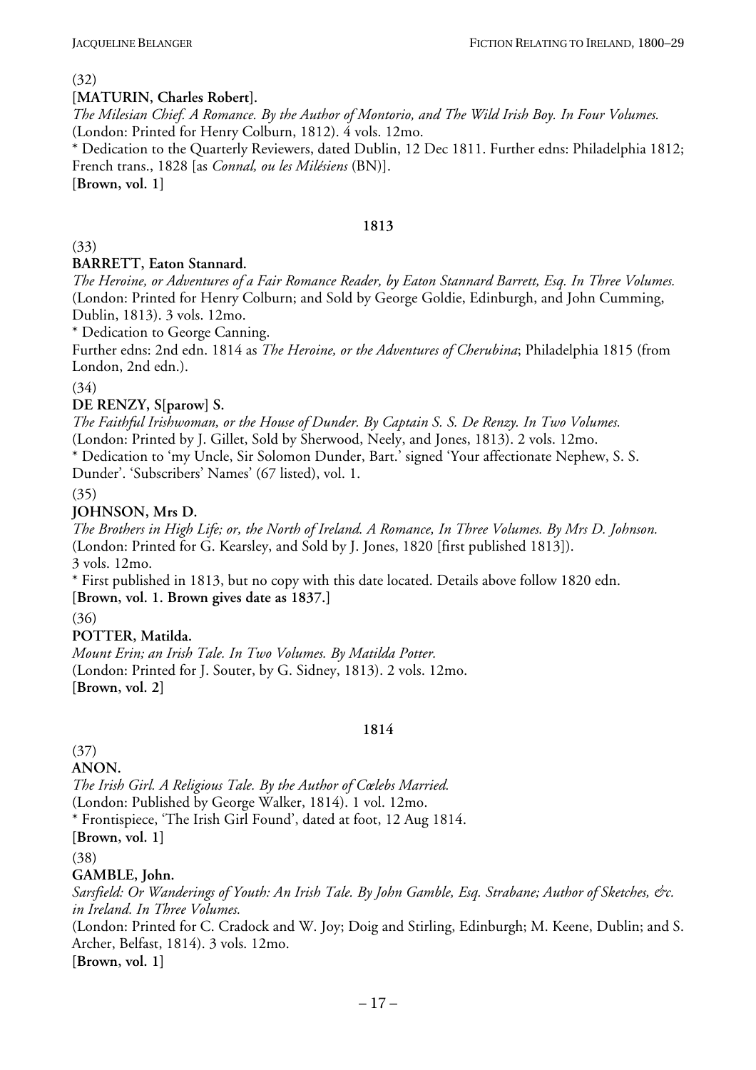(32)

**[MATURIN, Charles Robert].**

*The Milesian Chief. A Romance. By the Author of Montorio, and The Wild Irish Boy. In Four Volumes.* (London: Printed for Henry Colburn, 1812). 4 vols. 12mo.

* Dedication to the Quarterly Reviewers, dated Dublin, 12 Dec 1811. Further edns: Philadelphia 1812; French trans., 1828 [as *Connal, ou les Milésiens* (BN)].

[**Brown, vol. 1**]

### 1813

(33)

**BARRETT, Eaton Stannard.**

*The Heroine, or Adventures of a Fair Romance Reader, by Eaton Stannard Barrett, Esq. In Three Volumes.* (London: Printed for Henry Colburn; and Sold by George Goldie, Edinburgh, and John Cumming, Dublin, 1813). 3 vols. 12mo.

* Dedication to George Canning.

Further edns: 2nd edn. 1814 as *The Heroine, or the Adventures of Cherubina*; Philadelphia 1815 (from London, 2nd edn.).

(34)

**DE RENZY, S[parow] S.**

*The Faithful Irishwoman, or the House of Dunder. By Captain S. S. De Renzy. In Two Volumes.* (London: Printed by J. Gillet, Sold by Sherwood, Neely, and Jones, 1813). 2 vols. 12mo.

* Dedication to 'my Uncle, Sir Solomon Dunder, Bart.' signed 'Your affectionate Nephew, S. S. Dunder'. 'Subscribers' Names' (67 listed), vol. 1.

(35)

**JOHNSON, Mrs D.**

*The Brothers in High Life; or, the North of Ireland. A Romance, In Three Volumes. By Mrs D. Johnson.* (London: Printed for G. Kearsley, and Sold by J. Jones, 1820 [first published 1813]). 3 vols. 12mo.

* First published in 1813, but no copy with this date located. Details above follow 1820 edn.

[**Brown, vol. 1. Brown gives date as 1837.**]

(36)

**POTTER, Matilda.**

*Mount Erin; an Irish Tale. In Two Volumes. By Matilda Potter.* (London: Printed for J. Souter, by G. Sidney, 1813). 2 vols. 12mo.

[**Brown, vol. 2**]

### 1814

(37)

**ANON.**

*The Irish Girl. A Religious Tale. By the Author of Cœlebs Married.* (London: Published by George Walker, 1814). 1 vol. 12mo.

* Frontispiece, 'The Irish Girl Found', dated at foot, 12 Aug 1814.

[**Brown, vol. 1**]

(38)

**GAMBLE, John.**

*Sarsfield: Or Wanderings of Youth: An Irish Tale. By John Gamble, Esq. Strabane; Author of Sketches, &c. in Ireland. In Three Volumes.* (London: Printed for C. Cradock and W. Joy; Doig and Stirling, Edinburgh; M. Keene, Dublin; and S. Archer, Belfast, 1814). 3 vols. 12mo.

[**Brown, vol. 1**]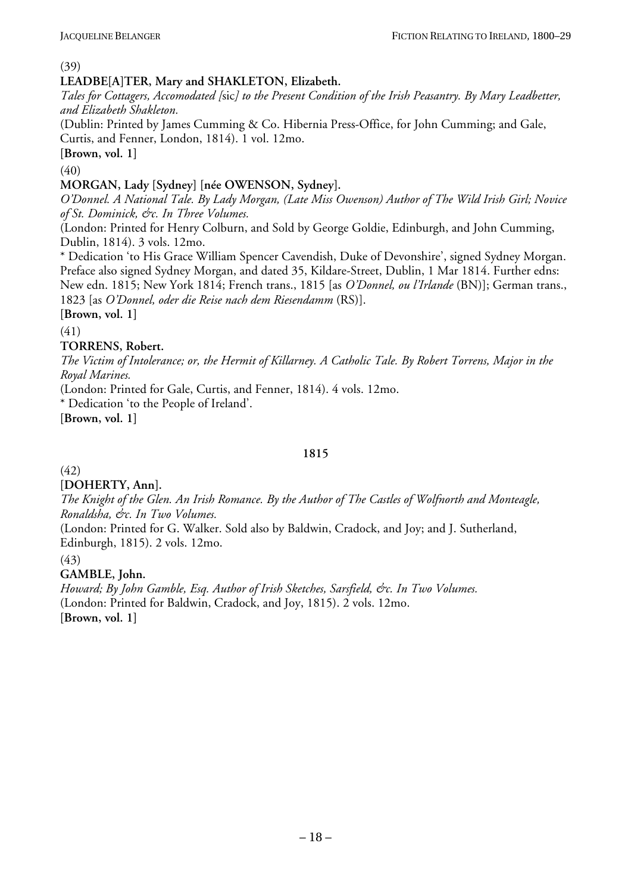(39)

**LEADBE[A]TER, Mary and SHAKLETON, Elizabeth.**

*Tales for Cottagers, Accomodated [*sic*] to the Present Condition of the Irish Peasantry. By Mary Leadbetter, and Elizabeth Shakleton.*

(Dublin: Printed by James Cumming & Co. Hibernia Press-Office, for John Cumming; and Gale, Curtis, and Fenner, London, 1814). 1 vol. 12mo.

[**Brown, vol. 1**]

(40)

**MORGAN, Lady [Sydney] [née OWENSON, Sydney].**

*O'Donnel. A National Tale. By Lady Morgan, (Late Miss Owenson) Author of The Wild Irish Girl; Novice of St. Dominick, &c. In Three Volumes.*

(London: Printed for Henry Colburn, and Sold by George Goldie, Edinburgh, and John Cumming, Dublin, 1814). 3 vols. 12mo.

\* Dedication 'to His Grace William Spencer Cavendish, Duke of Devonshire', signed Sydney Morgan. Preface also signed Sydney Morgan, and dated 35, Kildare-Street, Dublin, 1 Mar 1814. Further edns: New edn. 1815; New York 1814; French trans., 1815 [as *O'Donnel, ou l'Irlande* (BN)]; German trans., 1823 [as *O'Donnel, oder die Reise nach dem Riesendamm* (RS)].

[**Brown, vol. 1**]

(41)

**TORRENS, Robert.**

*The Victim of Intolerance; or, the Hermit of Killarney. A Catholic Tale. By Robert Torrens, Major in the Royal Marines.*

(London: Printed for Gale, Curtis, and Fenner, 1814). 4 vols. 12mo.

\* Dedication 'to the People of Ireland'.

[**Brown, vol. 1**]

## 1815

(42)

**[DOHERTY, Ann].**

*The Knight of the Glen. An Irish Romance. By the Author of The Castles of Wolfnorth and Monteagle, Ronaldsha, &c. In Two Volumes.*

(London: Printed for G. Walker. Sold also by Baldwin, Cradock, and Joy; and J. Sutherland, Edinburgh, 1815). 2 vols. 12mo.

(43)

**GAMBLE, John.**

*Howard; By John Gamble, Esq. Author of Irish Sketches, Sarsfield, &c. In Two Volumes.*

(London: Printed for Baldwin, Cradock, and Joy, 1815). 2 vols. 12mo.

[**Brown, vol. 1**]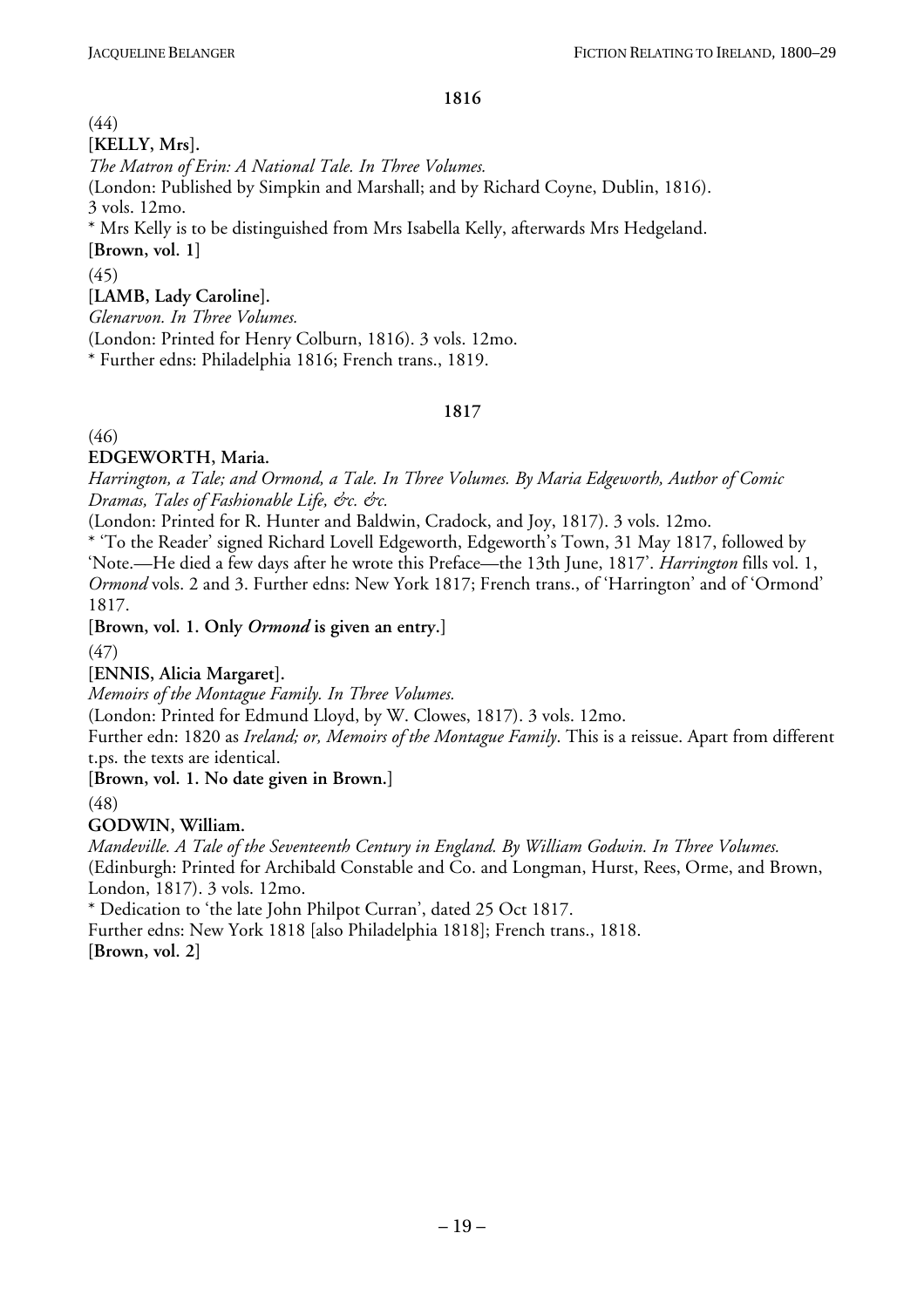## 1816

(44)

**[KELLY, Mrs].**

*The Matron of Erin: A National Tale. In Three Volumes.*

(London: Published by Simpkin and Marshall; and by Richard Coyne, Dublin, 1816).
3 vols. 12mo.

* Mrs Kelly is to be distinguished from Mrs Isabella Kelly, afterwards Mrs Hedgeland.

**[Brown, vol. 1]**

(45)

**[LAMB, Lady Caroline].**

*Glenarvon. In Three Volumes.*

(London: Printed for Henry Colburn, 1816). 3 vols. 12mo.

* Further edns: Philadelphia 1816; French trans., 1819.

## 1817

(46)

**EDGEWORTH, Maria.**

*Harrington, a Tale; and Ormond, a Tale. In Three Volumes. By Maria Edgeworth, Author of Comic Dramas, Tales of Fashionable Life, &c. &c.*

(London: Printed for R. Hunter and Baldwin, Cradock, and Joy, 1817). 3 vols. 12mo.

* 'To the Reader' signed Richard Lovell Edgeworth, Edgeworth's Town, 31 May 1817, followed by 'Note.—He died a few days after he wrote this Preface—the 13th June, 1817'. *Harrington* fills vol. 1, *Ormond* vols. 2 and 3. Further edns: New York 1817; French trans., of 'Harrington' and of 'Ormond' 1817.

**[Brown, vol. 1. Only *Ormond* is given an entry.]**

(47)

**[ENNIS, Alicia Margaret].**

*Memoirs of the Montague Family. In Three Volumes.*

(London: Printed for Edmund Lloyd, by W. Clowes, 1817). 3 vols. 12mo.

Further edn: 1820 as *Ireland; or, Memoirs of the Montague Family*. This is a reissue. Apart from different t.ps. the texts are identical.

**[Brown, vol. 1. No date given in Brown.]**

(48)

**GODWIN, William.**

*Mandeville. A Tale of the Seventeenth Century in England. By William Godwin. In Three Volumes.*

(Edinburgh: Printed for Archibald Constable and Co. and Longman, Hurst, Rees, Orme, and Brown, London, 1817). 3 vols. 12mo.

* Dedication to 'the late John Philpot Curran', dated 25 Oct 1817.

Further edns: New York 1818 [also Philadelphia 1818]; French trans., 1818.

**[Brown, vol. 2]**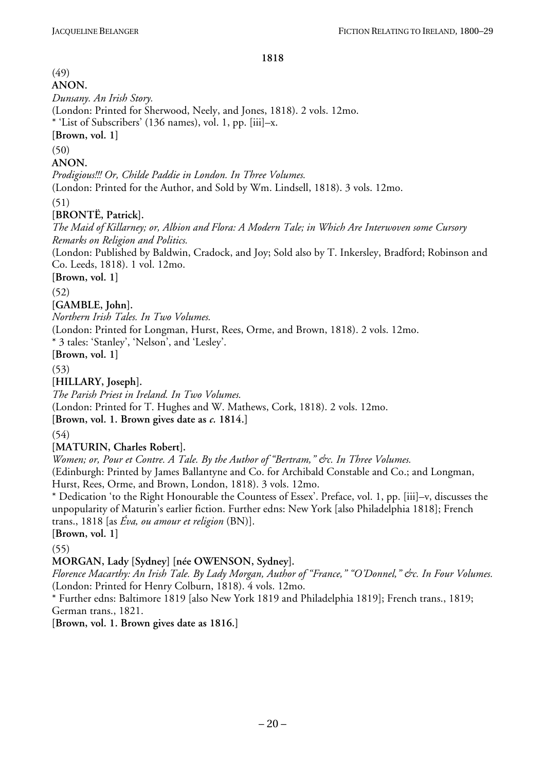## 1818

(49)

**ANON.**

*Dunsany. An Irish Story.*

(London: Printed for Sherwood, Neely, and Jones, 1818). 2 vols. 12mo.

* 'List of Subscribers' (136 names), vol. 1, pp. [iii]–x.

[**Brown, vol. 1**]

(50)

**ANON.**

*Prodigious!!! Or, Childe Paddie in London. In Three Volumes.*

(London: Printed for the Author, and Sold by Wm. Lindsell, 1818). 3 vols. 12mo.

(51)

[**BRONTË, Patrick**].

*The Maid of Killarney; or, Albion and Flora: A Modern Tale; in Which Are Interwoven some Cursory Remarks on Religion and Politics.*

(London: Published by Baldwin, Cradock, and Joy; Sold also by T. Inkersley, Bradford; Robinson and Co. Leeds, 1818). 1 vol. 12mo.

[**Brown, vol. 1**]

(52)

[**GAMBLE, John**].

*Northern Irish Tales. In Two Volumes.*

(London: Printed for Longman, Hurst, Rees, Orme, and Brown, 1818). 2 vols. 12mo.

* 3 tales: 'Stanley', 'Nelson', and 'Lesley'.

[**Brown, vol. 1**]

(53)

[**HILLARY, Joseph**].

*The Parish Priest in Ireland. In Two Volumes.*

(London: Printed for T. Hughes and W. Mathews, Cork, 1818). 2 vols. 12mo.

[**Brown, vol. 1. Brown gives date as *c.* 1814.**]

(54)

[**MATURIN, Charles Robert**].

*Women; or, Pour et Contre. A Tale. By the Author of "Bertram," &c. In Three Volumes.*

(Edinburgh: Printed by James Ballantyne and Co. for Archibald Constable and Co.; and Longman, Hurst, Rees, Orme, and Brown, London, 1818). 3 vols. 12mo.

* Dedication 'to the Right Honourable the Countess of Essex'. Preface, vol. 1, pp. [iii]–v, discusses the unpopularity of Maturin's earlier fiction. Further edns: New York [also Philadelphia 1818]; French trans., 1818 [as *Éva, ou amour et religion* (BN)].

[**Brown, vol. 1**]

(55)

**MORGAN, Lady [Sydney] [née OWENSON, Sydney].**

*Florence Macarthy: An Irish Tale. By Lady Morgan, Author of "France," "O'Donnel," &c. In Four Volumes.*

(London: Printed for Henry Colburn, 1818). 4 vols. 12mo.

* Further edns: Baltimore 1819 [also New York 1819 and Philadelphia 1819]; French trans., 1819; German trans., 1821.

[**Brown, vol. 1. Brown gives date as 1816.**]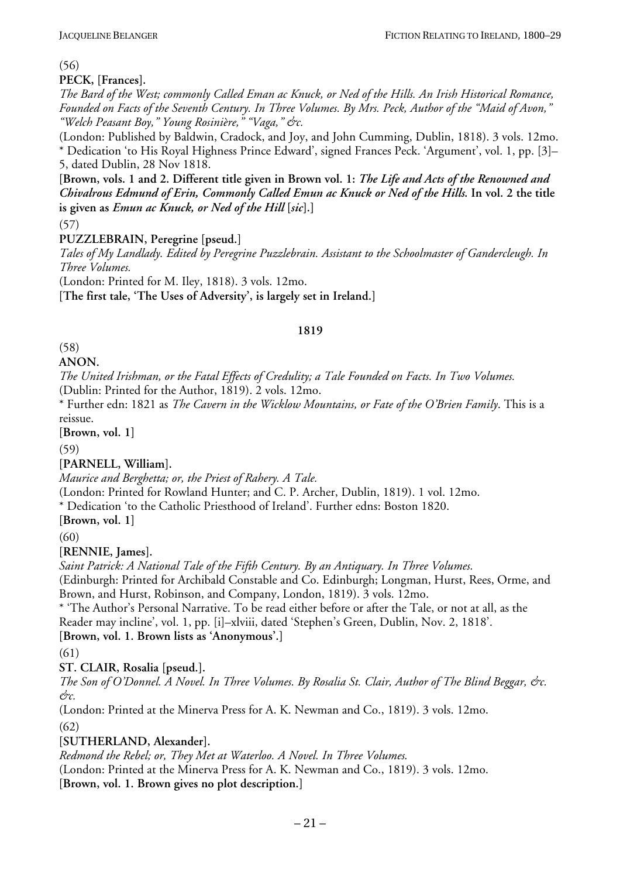(56)

**PECK, [Frances].**

*The Bard of the West; commonly Called Eman ac Knuck, or Ned of the Hills. An Irish Historical Romance, Founded on Facts of the Seventh Century. In Three Volumes. By Mrs. Peck, Author of the "Maid of Avon," "Welch Peasant Boy," Young Rosinière," "Vaga," &c.*

(London: Published by Baldwin, Cradock, and Joy, and John Cumming, Dublin, 1818). 3 vols. 12mo.

* Dedication 'to His Royal Highness Prince Edward', signed Frances Peck. 'Argument', vol. 1, pp. [3]–5, dated Dublin, 28 Nov 1818.

**[Brown, vols. 1 and 2. Different title given in Brown vol. 1: *The Life and Acts of the Renowned and Chivalrous Edmund of Erin, Commonly Called Emun ac Knuck or Ned of the Hills.* In vol. 2 the title is given as *Emun ac Knuck, or Ned of the Hill* [*sic*].]**

(57)

**PUZZLEBRAIN, Peregrine [pseud.]**

*Tales of My Landlady. Edited by Peregrine Puzzlebrain. Assistant to the Schoolmaster of Gandercleugh. In Three Volumes.*

(London: Printed for M. Iley, 1818). 3 vols. 12mo.

**[The first tale, 'The Uses of Adversity', is largely set in Ireland.]**

## 1819

(58)

**ANON.**

*The United Irishman, or the Fatal Effects of Credulity; a Tale Founded on Facts. In Two Volumes.*

(Dublin: Printed for the Author, 1819). 2 vols. 12mo.

* Further edn: 1821 as *The Cavern in the Wicklow Mountains, or Fate of the O'Brien Family*. This is a reissue.

**[Brown, vol. 1]**

(59)

**[PARNELL, William].**

*Maurice and Berghetta; or, the Priest of Rahery. A Tale.*

(London: Printed for Rowland Hunter; and C. P. Archer, Dublin, 1819). 1 vol. 12mo.

* Dedication 'to the Catholic Priesthood of Ireland'. Further edns: Boston 1820.

**[Brown, vol. 1]**

(60)

**[RENNIE, James].**

*Saint Patrick: A National Tale of the Fifth Century. By an Antiquary. In Three Volumes.*

(Edinburgh: Printed for Archibald Constable and Co. Edinburgh; Longman, Hurst, Rees, Orme, and Brown, and Hurst, Robinson, and Company, London, 1819). 3 vols. 12mo.

* 'The Author's Personal Narrative. To be read either before or after the Tale, or not at all, as the Reader may incline', vol. 1, pp. [i]–xlviii, dated 'Stephen's Green, Dublin, Nov. 2, 1818'.

**[Brown, vol. 1. Brown lists as 'Anonymous'.]**

(61)

**ST. CLAIR, Rosalia [pseud.].**

*The Son of O'Donnel. A Novel. In Three Volumes. By Rosalia St. Clair, Author of The Blind Beggar, &c. &c.*

(London: Printed at the Minerva Press for A. K. Newman and Co., 1819). 3 vols. 12mo.

(62)

**[SUTHERLAND, Alexander].**

*Redmond the Rebel; or, They Met at Waterloo. A Novel. In Three Volumes.*

(London: Printed at the Minerva Press for A. K. Newman and Co., 1819). 3 vols. 12mo.

**[Brown, vol. 1. Brown gives no plot description.]**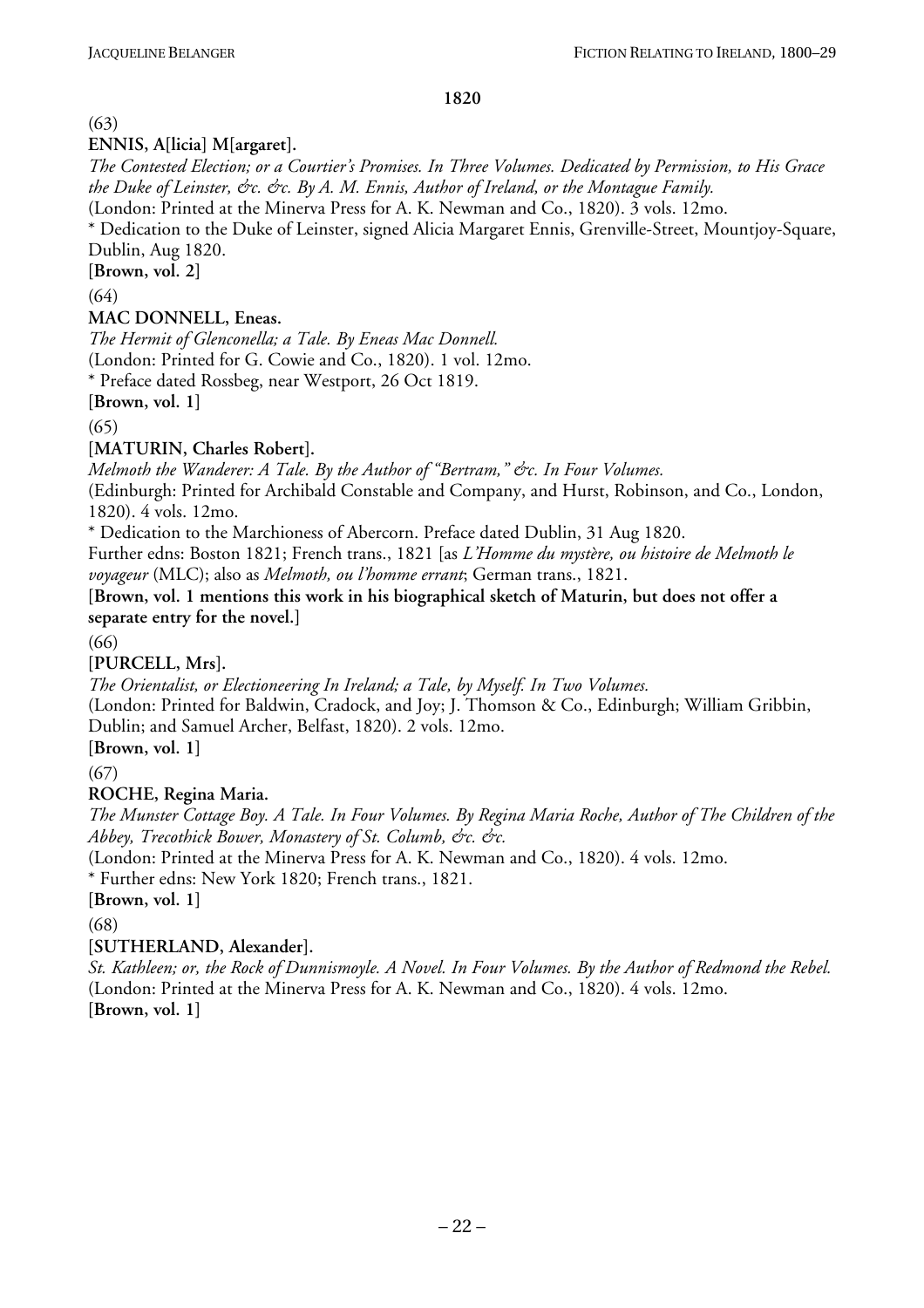**1820**

(63)

**ENNIS, A[licia] M[argaret].**

*The Contested Election; or a Courtier's Promises. In Three Volumes. Dedicated by Permission, to His Grace the Duke of Leinster, &c. &c. By A. M. Ennis, Author of Ireland, or the Montague Family.*

(London: Printed at the Minerva Press for A. K. Newman and Co., 1820). 3 vols. 12mo.

* Dedication to the Duke of Leinster, signed Alicia Margaret Ennis, Grenville-Street, Mountjoy-Square, Dublin, Aug 1820.

[**Brown, vol. 2**]

(64)

**MAC DONNELL, Eneas.**

*The Hermit of Glenconella; a Tale. By Eneas Mac Donnell.*

(London: Printed for G. Cowie and Co., 1820). 1 vol. 12mo.

* Preface dated Rossbeg, near Westport, 26 Oct 1819.

[**Brown, vol. 1**]

(65)

[**MATURIN, Charles Robert**].

*Melmoth the Wanderer: A Tale. By the Author of "Bertram," &c. In Four Volumes.*

(Edinburgh: Printed for Archibald Constable and Company, and Hurst, Robinson, and Co., London, 1820). 4 vols. 12mo.

* Dedication to the Marchioness of Abercorn. Preface dated Dublin, 31 Aug 1820.

Further edns: Boston 1821; French trans., 1821 [as *L'Homme du mystère, ou histoire de Melmoth le voyageur* (MLC); also as *Melmoth, ou l'homme errant*; German trans., 1821.

[**Brown, vol. 1 mentions this work in his biographical sketch of Maturin, but does not offer a separate entry for the novel.**]

(66)

[**PURCELL, Mrs**].

*The Orientalist, or Electioneering In Ireland; a Tale, by Myself. In Two Volumes.*

(London: Printed for Baldwin, Cradock, and Joy; J. Thomson & Co., Edinburgh; William Gribbin, Dublin; and Samuel Archer, Belfast, 1820). 2 vols. 12mo.

[**Brown, vol. 1**]

(67)

**ROCHE, Regina Maria.**

*The Munster Cottage Boy. A Tale. In Four Volumes. By Regina Maria Roche, Author of The Children of the Abbey, Trecothick Bower, Monastery of St. Columb, &c. &c.*

(London: Printed at the Minerva Press for A. K. Newman and Co., 1820). 4 vols. 12mo.

* Further edns: New York 1820; French trans., 1821.

[**Brown, vol. 1**]

(68)

[**SUTHERLAND, Alexander**].

*St. Kathleen; or, the Rock of Dunnismoyle. A Novel. In Four Volumes. By the Author of Redmond the Rebel.*

(London: Printed at the Minerva Press for A. K. Newman and Co., 1820). 4 vols. 12mo.

[**Brown, vol. 1**]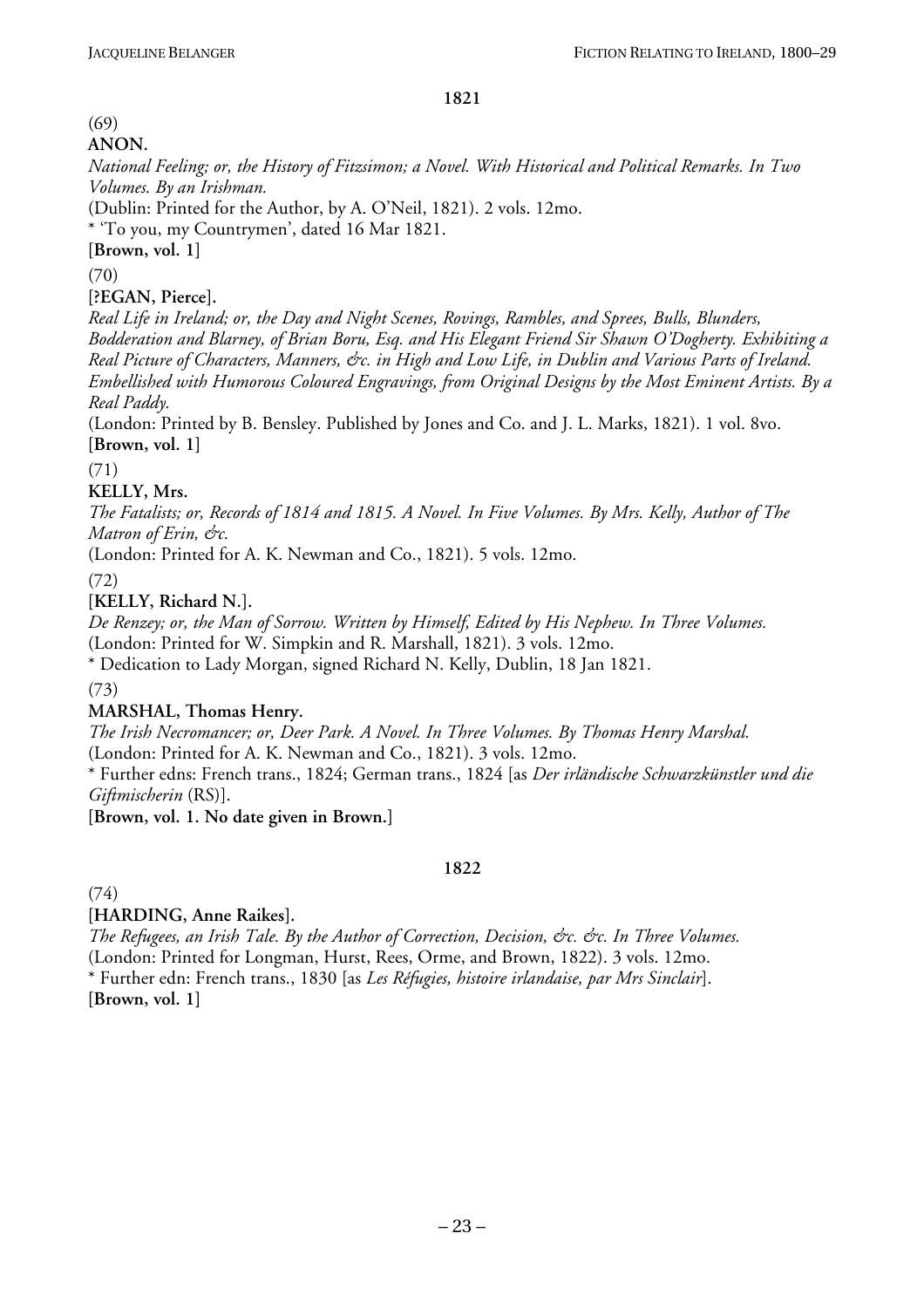## 1821

(69)

**ANON.**

*National Feeling; or, the History of Fitzsimon; a Novel. With Historical and Political Remarks. In Two Volumes. By an Irishman.*

(Dublin: Printed for the Author, by A. O'Neil, 1821). 2 vols. 12mo.

* 'To you, my Countrymen', dated 16 Mar 1821.

[**Brown, vol. 1**]

(70)

[**?EGAN, Pierce**].

*Real Life in Ireland; or, the Day and Night Scenes, Rovings, Rambles, and Sprees, Bulls, Blunders, Bodderation and Blarney, of Brian Boru, Esq. and His Elegant Friend Sir Shawn O'Dogherty. Exhibiting a Real Picture of Characters, Manners, &c. in High and Low Life, in Dublin and Various Parts of Ireland. Embellished with Humorous Coloured Engravings, from Original Designs by the Most Eminent Artists. By a Real Paddy.*

(London: Printed by B. Bensley. Published by Jones and Co. and J. L. Marks, 1821). 1 vol. 8vo.

[**Brown, vol. 1**]

(71)

**KELLY, Mrs.**

*The Fatalists; or, Records of 1814 and 1815. A Novel. In Five Volumes. By Mrs. Kelly, Author of The Matron of Erin, &c.*

(London: Printed for A. K. Newman and Co., 1821). 5 vols. 12mo.

(72)

[**KELLY, Richard N.**].

*De Renzey; or, the Man of Sorrow. Written by Himself, Edited by His Nephew. In Three Volumes.*

(London: Printed for W. Simpkin and R. Marshall, 1821). 3 vols. 12mo.

* Dedication to Lady Morgan, signed Richard N. Kelly, Dublin, 18 Jan 1821.

(73)

**MARSHAL, Thomas Henry.**

*The Irish Necromancer; or, Deer Park. A Novel. In Three Volumes. By Thomas Henry Marshal.*

(London: Printed for A. K. Newman and Co., 1821). 3 vols. 12mo.

* Further edns: French trans., 1824; German trans., 1824 [as *Der irländische Schwarzkünstler und die Giftmischerin* (RS)].

[**Brown, vol. 1. No date given in Brown.**]

## 1822

(74)

[**HARDING, Anne Raikes**].

*The Refugees, an Irish Tale. By the Author of Correction, Decision, &c. &c. In Three Volumes.*

(London: Printed for Longman, Hurst, Rees, Orme, and Brown, 1822). 3 vols. 12mo.

* Further edn: French trans., 1830 [as *Les Réfugies, histoire irlandaise, par Mrs Sinclair*].

[**Brown, vol. 1**]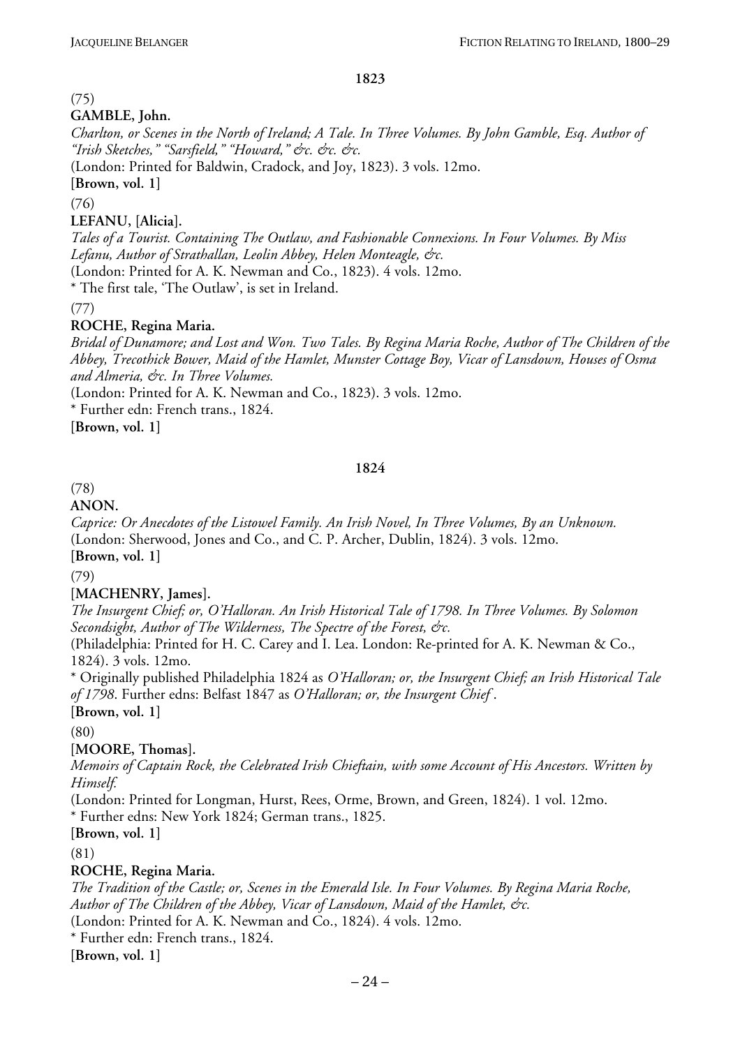## 1823

(75)

**GAMBLE, John.**

*Charlton, or Scenes in the North of Ireland; A Tale. In Three Volumes. By John Gamble, Esq. Author of "Irish Sketches," "Sarsfield," "Howard," &c. &c. &c.*

(London: Printed for Baldwin, Cradock, and Joy, 1823). 3 vols. 12mo.

[**Brown, vol. 1**]

(76)

**LEFANU, [Alicia].**

*Tales of a Tourist. Containing The Outlaw, and Fashionable Connexions. In Four Volumes. By Miss Lefanu, Author of Strathallan, Leolin Abbey, Helen Monteagle, &c.*

(London: Printed for A. K. Newman and Co., 1823). 4 vols. 12mo.

* The first tale, 'The Outlaw', is set in Ireland.

(77)

**ROCHE, Regina Maria.**

*Bridal of Dunamore; and Lost and Won. Two Tales. By Regina Maria Roche, Author of The Children of the Abbey, Trecothick Bower, Maid of the Hamlet, Munster Cottage Boy, Vicar of Lansdown, Houses of Osma and Almeria, &c. In Three Volumes.*

(London: Printed for A. K. Newman and Co., 1823). 3 vols. 12mo.

* Further edn: French trans., 1824.

[**Brown, vol. 1**]

## 1824

(78)

**ANON.**

*Caprice: Or Anecdotes of the Listowel Family. An Irish Novel, In Three Volumes, By an Unknown.*

(London: Sherwood, Jones and Co., and C. P. Archer, Dublin, 1824). 3 vols. 12mo.

[**Brown, vol. 1**]

(79)

**[MACHENRY, James].**

*The Insurgent Chief; or, O'Halloran. An Irish Historical Tale of 1798. In Three Volumes. By Solomon Secondsight, Author of The Wilderness, The Spectre of the Forest, &c.*

(Philadelphia: Printed for H. C. Carey and I. Lea. London: Re-printed for A. K. Newman & Co., 1824). 3 vols. 12mo.

* Originally published Philadelphia 1824 as *O'Halloran; or, the Insurgent Chief; an Irish Historical Tale of 1798*. Further edns: Belfast 1847 as *O'Halloran; or, the Insurgent Chief* .

[**Brown, vol. 1**]

(80)

**[MOORE, Thomas].**

*Memoirs of Captain Rock, the Celebrated Irish Chieftain, with some Account of His Ancestors. Written by Himself.*

(London: Printed for Longman, Hurst, Rees, Orme, Brown, and Green, 1824). 1 vol. 12mo.

* Further edns: New York 1824; German trans., 1825.

[**Brown, vol. 1**]

(81)

**ROCHE, Regina Maria.**

*The Tradition of the Castle; or, Scenes in the Emerald Isle. In Four Volumes. By Regina Maria Roche, Author of The Children of the Abbey, Vicar of Lansdown, Maid of the Hamlet, &c.*

(London: Printed for A. K. Newman and Co., 1824). 4 vols. 12mo.

* Further edn: French trans., 1824.

[**Brown, vol. 1**]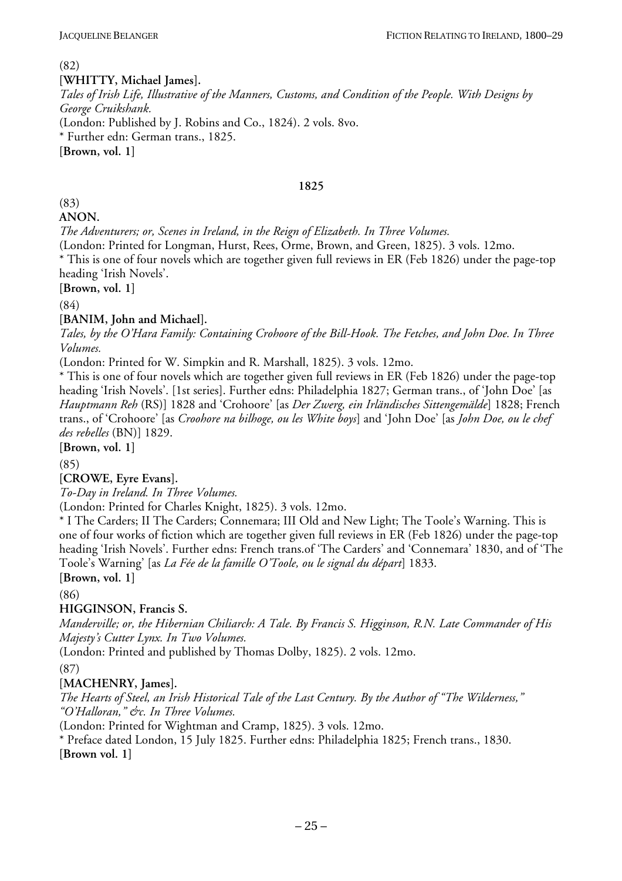(82)

**[WHITTY, Michael James].**

*Tales of Irish Life, Illustrative of the Manners, Customs, and Condition of the People. With Designs by George Cruikshank.*

(London: Published by J. Robins and Co., 1824). 2 vols. 8vo.

* Further edn: German trans., 1825.

**[Brown, vol. 1]**

## 1825

(83)

**ANON.**

*The Adventurers; or, Scenes in Ireland, in the Reign of Elizabeth. In Three Volumes.*

(London: Printed for Longman, Hurst, Rees, Orme, Brown, and Green, 1825). 3 vols. 12mo.

* This is one of four novels which are together given full reviews in ER (Feb 1826) under the page-top heading 'Irish Novels'.

**[Brown, vol. 1]**

(84)

**[BANIM, John and Michael].**

*Tales, by the O'Hara Family: Containing Crohoore of the Bill-Hook. The Fetches, and John Doe. In Three Volumes.*

(London: Printed for W. Simpkin and R. Marshall, 1825). 3 vols. 12mo.

* This is one of four novels which are together given full reviews in ER (Feb 1826) under the page-top heading 'Irish Novels'. [1st series]. Further edns: Philadelphia 1827; German trans., of 'John Doe' [as *Hauptmann Reh* (RS)] 1828 and 'Crohoore' [as *Der Zwerg, ein Irländisches Sittengemälde*] 1828; French trans., of 'Crohoore' [as *Croohore na bilhoge, ou les White boys*] and 'John Doe' [as *John Doe, ou le chef des rebelles* (BN)] 1829.

**[Brown, vol. 1]**

(85)

**[CROWE, Eyre Evans].**

*To-Day in Ireland. In Three Volumes.*

(London: Printed for Charles Knight, 1825). 3 vols. 12mo.

* I The Carders; II The Carders; Connemara; III Old and New Light; The Toole's Warning. This is one of four works of fiction which are together given full reviews in ER (Feb 1826) under the page-top heading 'Irish Novels'. Further edns: French trans.of 'The Carders' and 'Connemara' 1830, and of 'The Toole's Warning' [as *La Fée de la famille O'Toole, ou le signal du départ*] 1833.

**[Brown, vol. 1]**

(86)

**HIGGINSON, Francis S.**

*Manderville; or, the Hibernian Chiliarch: A Tale. By Francis S. Higginson, R.N. Late Commander of His Majesty's Cutter Lynx. In Two Volumes.*

(London: Printed and published by Thomas Dolby, 1825). 2 vols. 12mo.

(87)

**[MACHENRY, James].**

*The Hearts of Steel, an Irish Historical Tale of the Last Century. By the Author of "The Wilderness," "O'Halloran," &c. In Three Volumes.*

(London: Printed for Wightman and Cramp, 1825). 3 vols. 12mo.

* Preface dated London, 15 July 1825. Further edns: Philadelphia 1825; French trans., 1830.

**[Brown vol. 1]**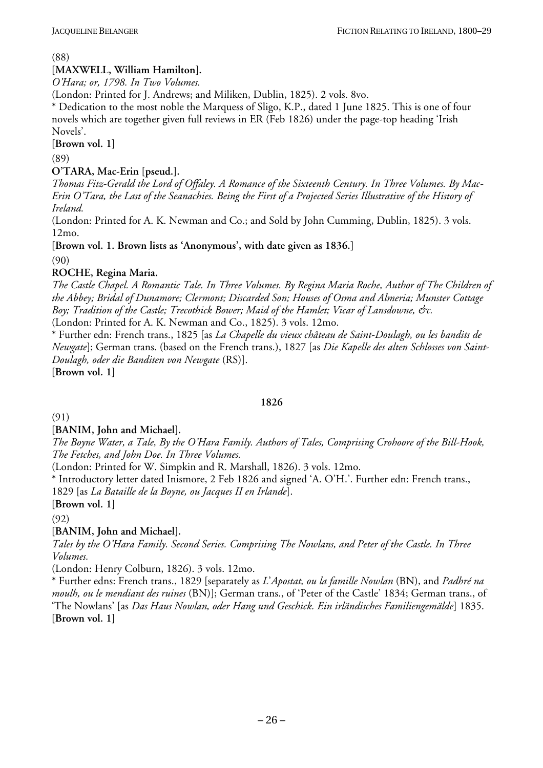(88)

**[MAXWELL, William Hamilton].**

*O'Hara; or, 1798. In Two Volumes.*

(London: Printed for J. Andrews; and Miliken, Dublin, 1825). 2 vols. 8vo.

* Dedication to the most noble the Marquess of Sligo, K.P., dated 1 June 1825. This is one of four novels which are together given full reviews in ER (Feb 1826) under the page-top heading 'Irish Novels'.

**[Brown vol. 1]**

(89)

**O'TARA, Mac-Erin [pseud.].**

*Thomas Fitz-Gerald the Lord of Offaley. A Romance of the Sixteenth Century. In Three Volumes. By Mac-Erin O'Tara, the Last of the Seanachies. Being the First of a Projected Series Illustrative of the History of Ireland.*

(London: Printed for A. K. Newman and Co.; and Sold by John Cumming, Dublin, 1825). 3 vols. 12mo.

**[Brown vol. 1. Brown lists as 'Anonymous', with date given as 1836.]**

(90)

**ROCHE, Regina Maria.**

*The Castle Chapel. A Romantic Tale. In Three Volumes. By Regina Maria Roche, Author of The Children of the Abbey; Bridal of Dunamore; Clermont; Discarded Son; Houses of Osma and Almeria; Munster Cottage Boy; Tradition of the Castle; Trecothick Bower; Maid of the Hamlet; Vicar of Lansdowne, &c.*

(London: Printed for A. K. Newman and Co., 1825). 3 vols. 12mo.

* Further edn: French trans., 1825 [as *La Chapelle du vieux château de Saint-Doulagh, ou les bandits de Newgate*]; German trans. (based on the French trans.), 1827 [as *Die Kapelle des alten Schlosses von Saint-Doulagh, oder die Banditen von Newgate* (RS)].

**[Brown vol. 1]**

## 1826

(91)

**[BANIM, John and Michael].**

*The Boyne Water, a Tale, By the O'Hara Family. Authors of Tales, Comprising Crohoore of the Bill-Hook, The Fetches, and John Doe. In Three Volumes.*

(London: Printed for W. Simpkin and R. Marshall, 1826). 3 vols. 12mo.

* Introductory letter dated Inismore, 2 Feb 1826 and signed 'A. O'H.'. Further edn: French trans., 1829 [as *La Bataille de la Boyne, ou Jacques II en Irlande*].

**[Brown vol. 1]**

(92)

**[BANIM, John and Michael].**

*Tales by the O'Hara Family. Second Series. Comprising The Nowlans, and Peter of the Castle. In Three Volumes.*

(London: Henry Colburn, 1826). 3 vols. 12mo.

* Further edns: French trans., 1829 [separately as *L'Apostat, ou la famille Nowlan* (BN), and *Padhré na moulh, ou le mendiant des ruines* (BN)]; German trans., of 'Peter of the Castle' 1834; German trans., of 'The Nowlans' [as *Das Haus Nowlan, oder Hang und Geschick. Ein irländisches Familiengemälde*] 1835.

**[Brown vol. 1]**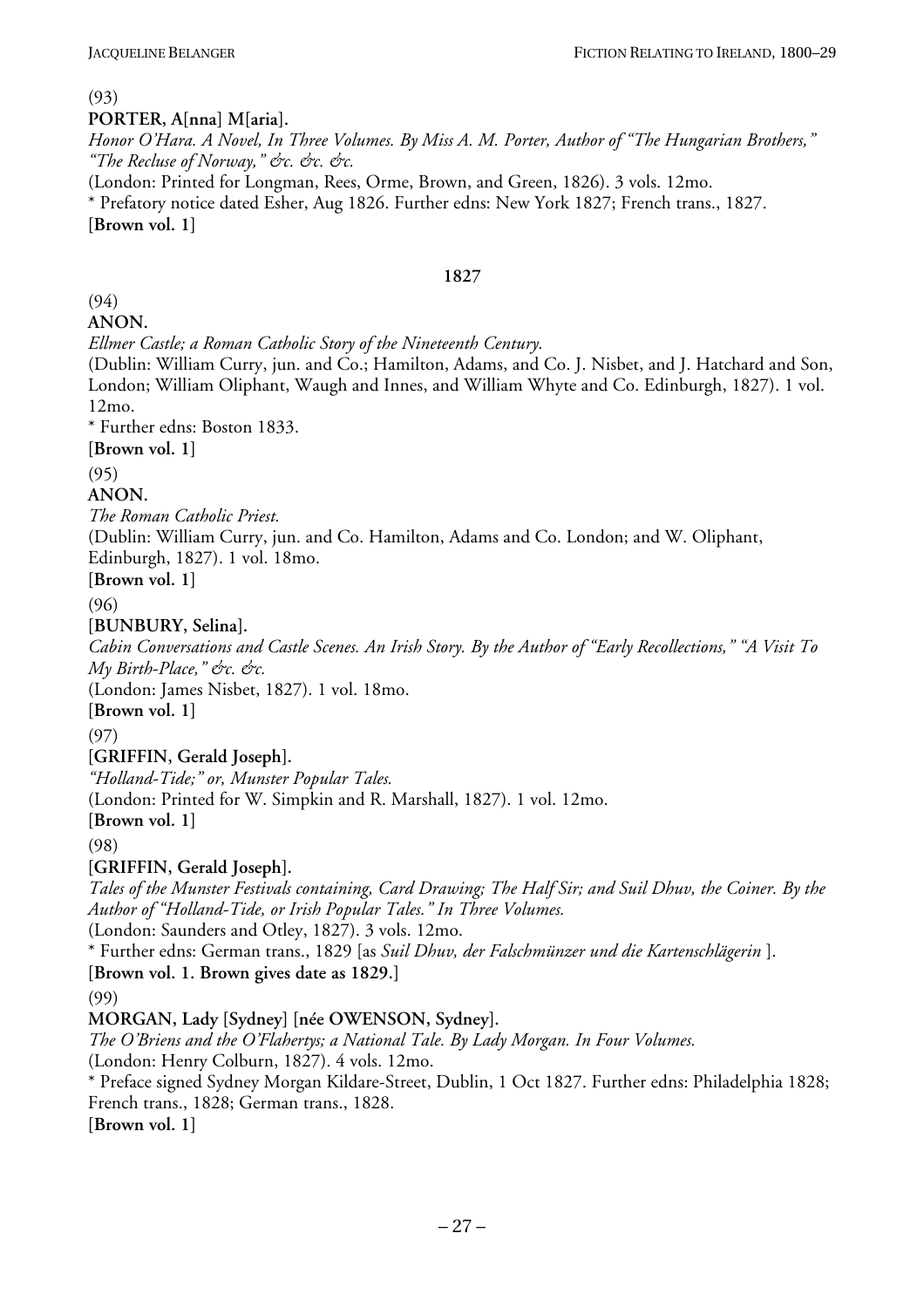(93)

**PORTER, A[nna] M[aria].**

*Honor O'Hara. A Novel, In Three Volumes. By Miss A. M. Porter, Author of "The Hungarian Brothers," "The Recluse of Norway," &c. &c. &c.*

(London: Printed for Longman, Rees, Orme, Brown, and Green, 1826). 3 vols. 12mo.

* Prefatory notice dated Esher, Aug 1826. Further edns: New York 1827; French trans., 1827.

[**Brown vol. 1**]

## 1827

(94)

**ANON.**

*Ellmer Castle; a Roman Catholic Story of the Nineteenth Century.*

(Dublin: William Curry, jun. and Co.; Hamilton, Adams, and Co. J. Nisbet, and J. Hatchard and Son, London; William Oliphant, Waugh and Innes, and William Whyte and Co. Edinburgh, 1827). 1 vol. 12mo.

* Further edns: Boston 1833.

[**Brown vol. 1**]

(95)

**ANON.**

*The Roman Catholic Priest.*

(Dublin: William Curry, jun. and Co. Hamilton, Adams and Co. London; and W. Oliphant, Edinburgh, 1827). 1 vol. 18mo.

[**Brown vol. 1**]

(96)

[**BUNBURY, Selina**].

*Cabin Conversations and Castle Scenes. An Irish Story. By the Author of "Early Recollections," "A Visit To My Birth-Place," &c. &c.*

(London: James Nisbet, 1827). 1 vol. 18mo.

[**Brown vol. 1**]

(97)

[**GRIFFIN, Gerald Joseph**].

*"Holland-Tide;" or, Munster Popular Tales.*

(London: Printed for W. Simpkin and R. Marshall, 1827). 1 vol. 12mo.

[**Brown vol. 1**]

(98)

[**GRIFFIN, Gerald Joseph**].

*Tales of the Munster Festivals containing, Card Drawing; The Half Sir; and Suil Dhuv, the Coiner. By the Author of "Holland-Tide, or Irish Popular Tales." In Three Volumes.*

(London: Saunders and Otley, 1827). 3 vols. 12mo.

* Further edns: German trans., 1829 [as *Suil Dhuv, der Falschmünzer und die Kartenschlägerin* ].

[**Brown vol. 1. Brown gives date as 1829.**]

(99)

**MORGAN, Lady [Sydney] [née OWENSON, Sydney].**

*The O'Briens and the O'Flahertys; a National Tale. By Lady Morgan. In Four Volumes.*

(London: Henry Colburn, 1827). 4 vols. 12mo.

* Preface signed Sydney Morgan Kildare-Street, Dublin, 1 Oct 1827. Further edns: Philadelphia 1828; French trans., 1828; German trans., 1828.

[**Brown vol. 1**]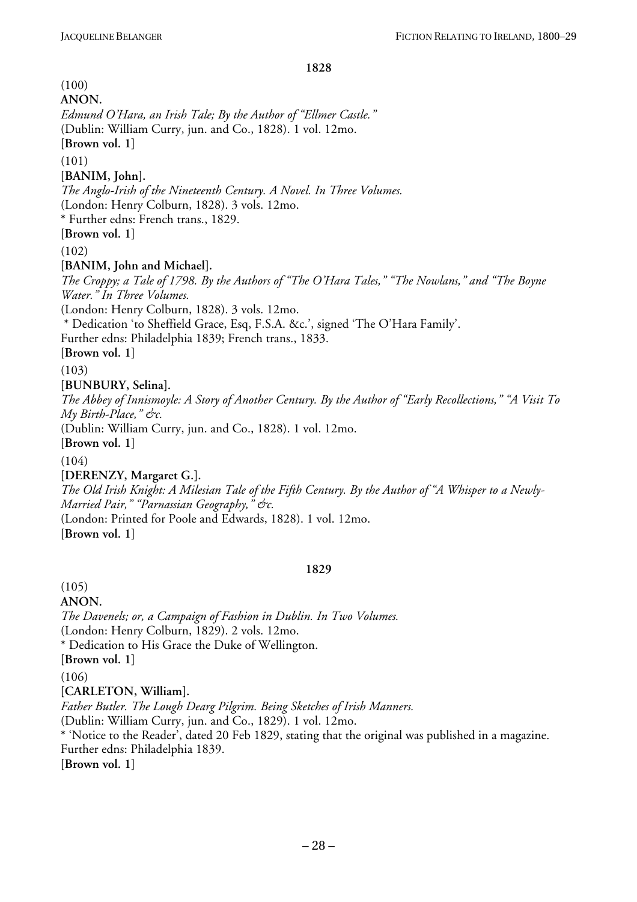## 1828

(100)

**ANON.**

*Edmund O'Hara, an Irish Tale; By the Author of "Ellmer Castle."*

(Dublin: William Curry, jun. and Co., 1828). 1 vol. 12mo.

[**Brown vol. 1**]

(101)

[**BANIM, John**].

*The Anglo-Irish of the Nineteenth Century. A Novel. In Three Volumes.*

(London: Henry Colburn, 1828). 3 vols. 12mo.

* Further edns: French trans., 1829.

[**Brown vol. 1**]

(102)

[**BANIM, John and Michael**].

*The Croppy; a Tale of 1798. By the Authors of "The O'Hara Tales," "The Nowlans," and "The Boyne Water." In Three Volumes.*

(London: Henry Colburn, 1828). 3 vols. 12mo.

* Dedication 'to Sheffield Grace, Esq, F.S.A. &c.', signed 'The O'Hara Family'.

Further edns: Philadelphia 1839; French trans., 1833.

[**Brown vol. 1**]

(103)

[**BUNBURY, Selina**].

*The Abbey of Innismoyle: A Story of Another Century. By the Author of "Early Recollections," "A Visit To My Birth-Place," &c.*

(Dublin: William Curry, jun. and Co., 1828). 1 vol. 12mo.

[**Brown vol. 1**]

(104)

[**DERENZY, Margaret G.**].

*The Old Irish Knight: A Milesian Tale of the Fifth Century. By the Author of "A Whisper to a Newly-Married Pair," "Parnassian Geography," &c.*

(London: Printed for Poole and Edwards, 1828). 1 vol. 12mo.

[**Brown vol. 1**]

## 1829

(105)

**ANON.**

*The Davenels; or, a Campaign of Fashion in Dublin. In Two Volumes.*

(London: Henry Colburn, 1829). 2 vols. 12mo.

* Dedication to His Grace the Duke of Wellington.

[**Brown vol. 1**]

(106)

[**CARLETON, William**].

*Father Butler. The Lough Dearg Pilgrim. Being Sketches of Irish Manners.*

(Dublin: William Curry, jun. and Co., 1829). 1 vol. 12mo.

* 'Notice to the Reader', dated 20 Feb 1829, stating that the original was published in a magazine.

Further edns: Philadelphia 1839.

[**Brown vol. 1**]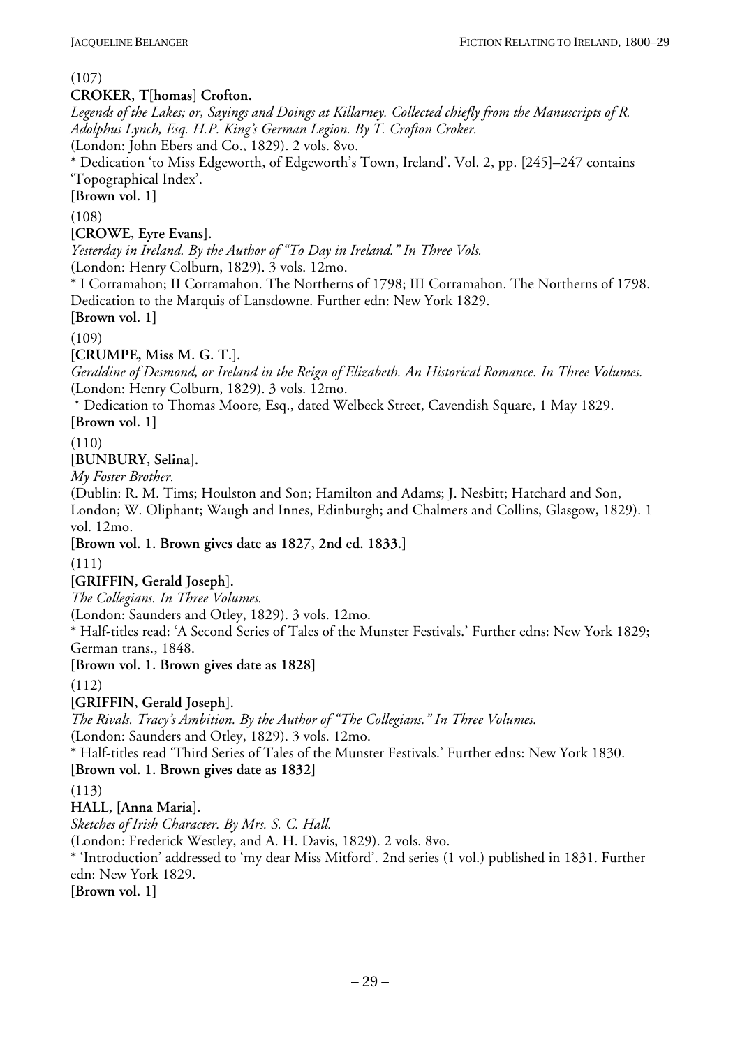(107)

**CROKER, T[homas] Crofton.**

*Legends of the Lakes; or, Sayings and Doings at Killarney. Collected chiefly from the Manuscripts of R. Adolphus Lynch, Esq. H.P. King's German Legion. By T. Crofton Croker.*

(London: John Ebers and Co., 1829). 2 vols. 8vo.

\* Dedication 'to Miss Edgeworth, of Edgeworth's Town, Ireland'. Vol. 2, pp. [245]–247 contains 'Topographical Index'.

[**Brown vol. 1**]

(108)

[**CROWE, Eyre Evans**].

*Yesterday in Ireland. By the Author of "To Day in Ireland." In Three Vols.*

(London: Henry Colburn, 1829). 3 vols. 12mo.

\* I Corramahon; II Corramahon. The Northerns of 1798; III Corramahon. The Northerns of 1798. Dedication to the Marquis of Lansdowne. Further edn: New York 1829.

[**Brown vol. 1**]

(109)

[**CRUMPE, Miss M. G. T.**].

*Geraldine of Desmond, or Ireland in the Reign of Elizabeth. An Historical Romance. In Three Volumes.*

(London: Henry Colburn, 1829). 3 vols. 12mo.

\* Dedication to Thomas Moore, Esq., dated Welbeck Street, Cavendish Square, 1 May 1829.

[**Brown vol. 1**]

(110)

[**BUNBURY, Selina**].

*My Foster Brother.*

(Dublin: R. M. Tims; Houlston and Son; Hamilton and Adams; J. Nesbitt; Hatchard and Son, London; W. Oliphant; Waugh and Innes, Edinburgh; and Chalmers and Collins, Glasgow, 1829). 1 vol. 12mo.

[**Brown vol. 1. Brown gives date as 1827, 2nd ed. 1833.**]

(111)

[**GRIFFIN, Gerald Joseph**].

*The Collegians. In Three Volumes.*

(London: Saunders and Otley, 1829). 3 vols. 12mo.

\* Half-titles read: 'A Second Series of Tales of the Munster Festivals.' Further edns: New York 1829; German trans., 1848.

[**Brown vol. 1. Brown gives date as 1828**]

(112)

[**GRIFFIN, Gerald Joseph**].

*The Rivals. Tracy's Ambition. By the Author of "The Collegians." In Three Volumes.*

(London: Saunders and Otley, 1829). 3 vols. 12mo.

\* Half-titles read 'Third Series of Tales of the Munster Festivals.' Further edns: New York 1830.

[**Brown vol. 1. Brown gives date as 1832**]

(113)

**HALL, [Anna Maria].**

*Sketches of Irish Character. By Mrs. S. C. Hall.*

(London: Frederick Westley, and A. H. Davis, 1829). 2 vols. 8vo.

\* 'Introduction' addressed to 'my dear Miss Mitford'. 2nd series (1 vol.) published in 1831. Further edn: New York 1829.

[**Brown vol. 1**]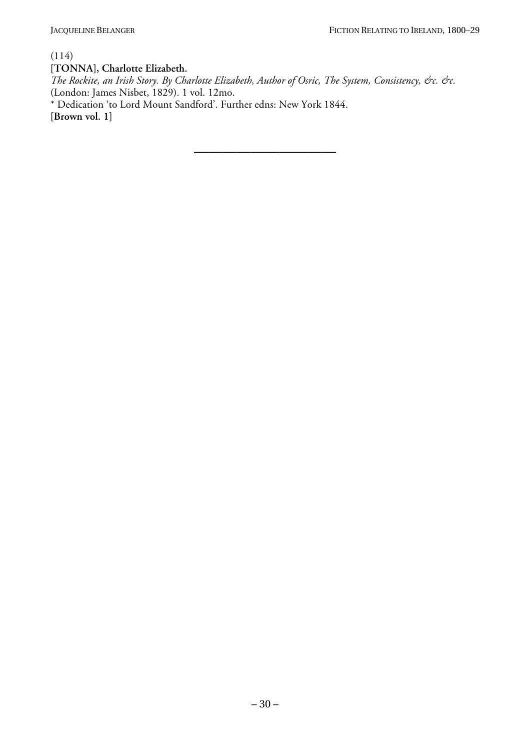(114)

**[TONNA], Charlotte Elizabeth.**

*The Rockite, an Irish Story. By Charlotte Elizabeth, Author of Osric, The System, Consistency, &c. &c.*
(London: James Nisbet, 1829). 1 vol. 12mo.

* Dedication 'to Lord Mount Sandford'. Further edns: New York 1844.

[**Brown vol. 1**]

---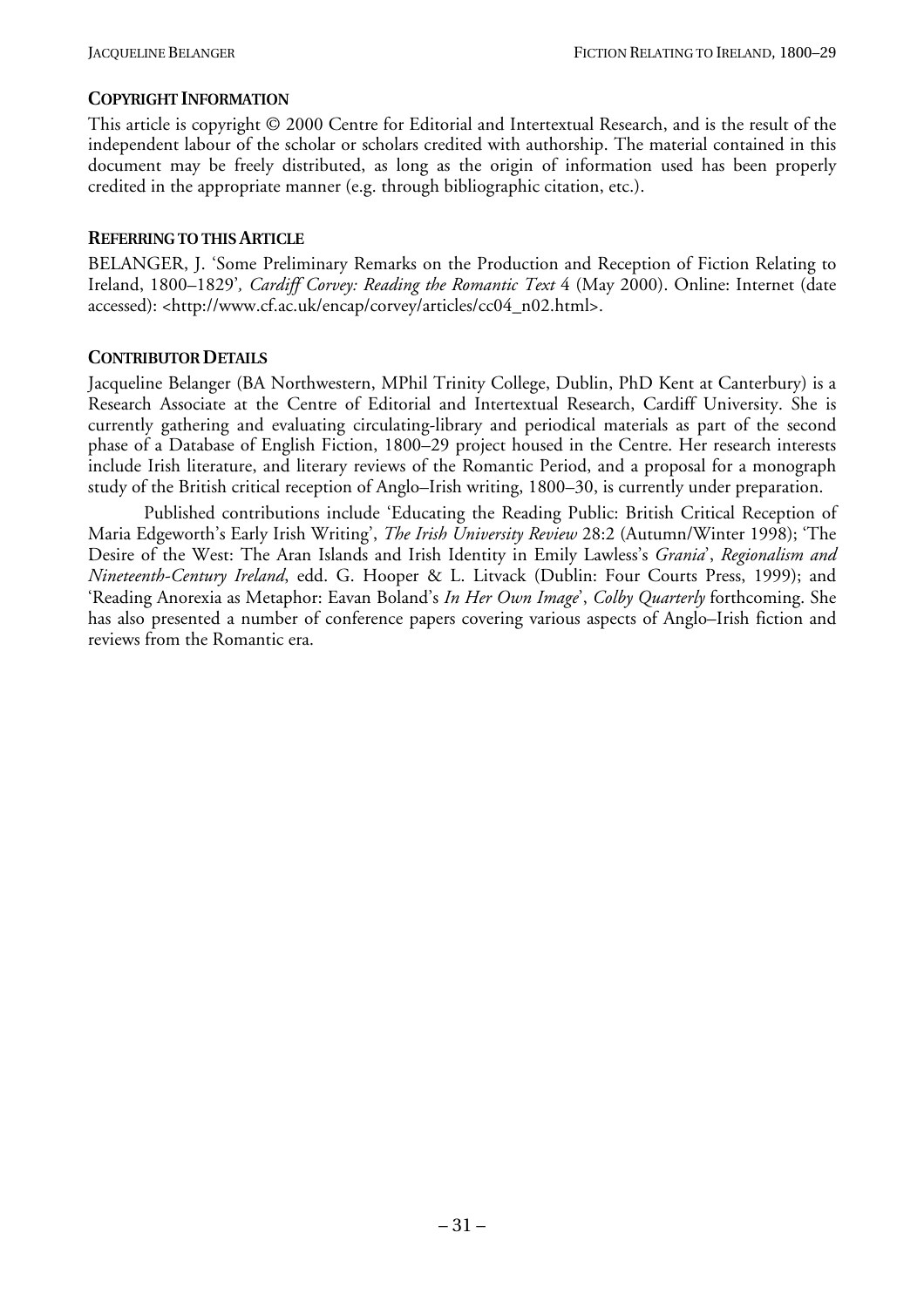## COPYRIGHT INFORMATION

This article is copyright © 2000 Centre for Editorial and Intertextual Research, and is the result of the independent labour of the scholar or scholars credited with authorship. The material contained in this document may be freely distributed, as long as the origin of information used has been properly credited in the appropriate manner (e.g. through bibliographic citation, etc.).

## REFERRING TO THIS ARTICLE

BELANGER, J. 'Some Preliminary Remarks on the Production and Reception of Fiction Relating to Ireland, 1800–1829', *Cardiff Corvey: Reading the Romantic Text* 4 (May 2000). Online: Internet (date accessed): <http://www.cf.ac.uk/encap/corvey/articles/cc04_n02.html>.

## CONTRIBUTOR DETAILS

Jacqueline Belanger (BA Northwestern, MPhil Trinity College, Dublin, PhD Kent at Canterbury) is a Research Associate at the Centre of Editorial and Intertextual Research, Cardiff University. She is currently gathering and evaluating circulating-library and periodical materials as part of the second phase of a Database of English Fiction, 1800–29 project housed in the Centre. Her research interests include Irish literature, and literary reviews of the Romantic Period, and a proposal for a monograph study of the British critical reception of Anglo–Irish writing, 1800–30, is currently under preparation.

Published contributions include 'Educating the Reading Public: British Critical Reception of Maria Edgeworth's Early Irish Writing', *The Irish University Review* 28:2 (Autumn/Winter 1998); 'The Desire of the West: The Aran Islands and Irish Identity in Emily Lawless's *Grania*', *Regionalism and Nineteenth-Century Ireland*, edd. G. Hooper & L. Litvack (Dublin: Four Courts Press, 1999); and 'Reading Anorexia as Metaphor: Eavan Boland's *In Her Own Image*', *Colby Quarterly* forthcoming. She has also presented a number of conference papers covering various aspects of Anglo–Irish fiction and reviews from the Romantic era.